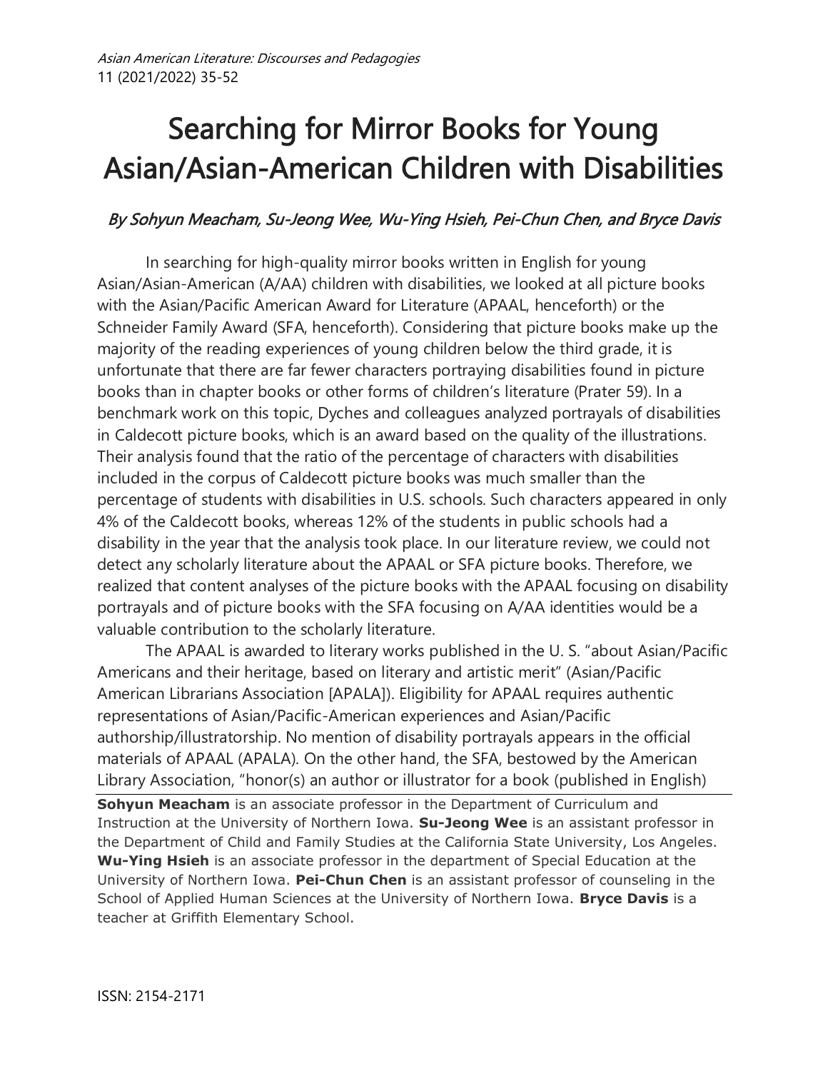# Searching for Mirror Books for Young Asian/Asian-American Children with Disabilities

*By Sohyun Meacham, Su-Jeong Wee, Wu-Ying Hsieh, Pei-Chun Chen, and Bryce Davis*

In searching for high-quality mirror books written in English for young Asian/Asian-American (A/AA) children with disabilities, we looked at all picture books with the Asian/Pacific American Award for Literature (APAAL, henceforth) or the Schneider Family Award (SFA, henceforth). Considering that picture books make up the majority of the reading experiences of young children below the third grade, it is unfortunate that there are far fewer characters portraying disabilities found in picture books than in chapter books or other forms of children's literature (Prater 59). In a benchmark work on this topic, Dyches and colleagues analyzed portrayals of disabilities in Caldecott picture books, which is an award based on the quality of the illustrations. Their analysis found that the ratio of the percentage of characters with disabilities included in the corpus of Caldecott picture books was much smaller than the percentage of students with disabilities in U.S. schools. Such characters appeared in only 4% of the Caldecott books, whereas 12% of the students in public schools had a disability in the year that the analysis took place. In our literature review, we could not detect any scholarly literature about the APAAL or SFA picture books. Therefore, we realized that content analyses of the picture books with the APAAL focusing on disability portrayals and of picture books with the SFA focusing on A/AA identities would be a valuable contribution to the scholarly literature.

The APAAL is awarded to literary works published in the U. S. "about Asian/Pacific Americans and their heritage, based on literary and artistic merit" (Asian/Pacific American Librarians Association [APALA]). Eligibility for APAAL requires authentic representations of Asian/Pacific-American experiences and Asian/Pacific authorship/illustratorship. No mention of disability portrayals appears in the official materials of APAAL (APALA). On the other hand, the SFA, bestowed by the American Library Association, "honor(s) an author or illustrator for a book (published in English)

---

**Sohyun Meacham** is an associate professor in the Department of Curriculum and Instruction at the University of Northern Iowa. **Su-Jeong Wee** is an assistant professor in the Department of Child and Family Studies at the California State University, Los Angeles. **Wu-Ying Hsieh** is an associate professor in the department of Special Education at the University of Northern Iowa. **Pei-Chun Chen** is an assistant professor of counseling in the School of Applied Human Sciences at the University of Northern Iowa. **Bryce Davis** is a teacher at Griffith Elementary School.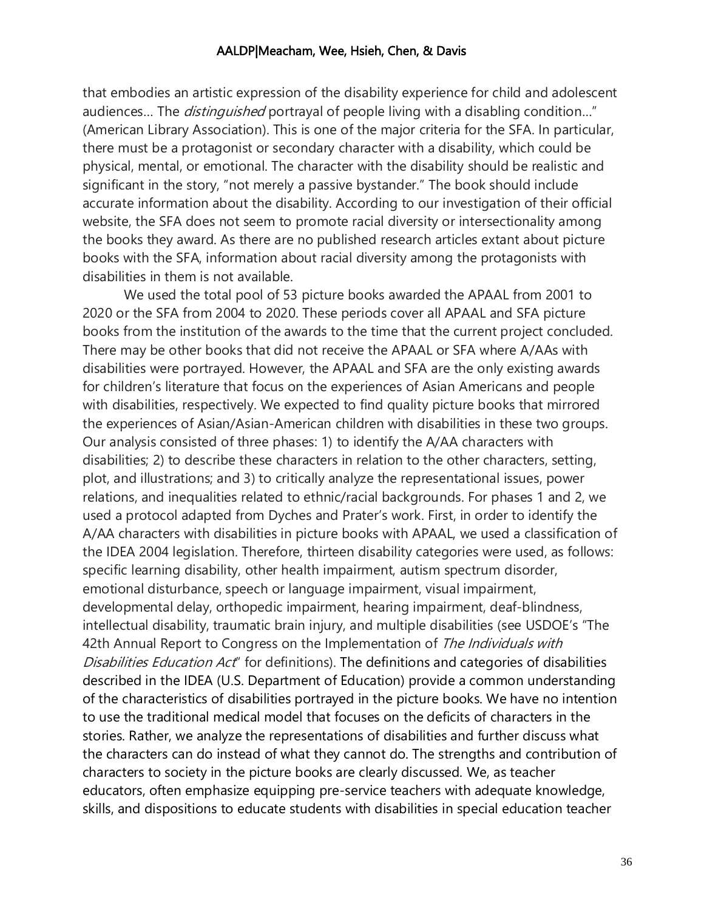that embodies an artistic expression of the disability experience for child and adolescent audiences… The *distinguished* portrayal of people living with a disabling condition…" (American Library Association). This is one of the major criteria for the SFA. In particular, there must be a protagonist or secondary character with a disability, which could be physical, mental, or emotional. The character with the disability should be realistic and significant in the story, "not merely a passive bystander." The book should include accurate information about the disability. According to our investigation of their official website, the SFA does not seem to promote racial diversity or intersectionality among the books they award. As there are no published research articles extant about picture books with the SFA, information about racial diversity among the protagonists with disabilities in them is not available.

We used the total pool of 53 picture books awarded the APAAL from 2001 to 2020 or the SFA from 2004 to 2020. These periods cover all APAAL and SFA picture books from the institution of the awards to the time that the current project concluded. There may be other books that did not receive the APAAL or SFA where A/AAs with disabilities were portrayed. However, the APAAL and SFA are the only existing awards for children's literature that focus on the experiences of Asian Americans and people with disabilities, respectively. We expected to find quality picture books that mirrored the experiences of Asian/Asian-American children with disabilities in these two groups. Our analysis consisted of three phases: 1) to identify the A/AA characters with disabilities; 2) to describe these characters in relation to the other characters, setting, plot, and illustrations; and 3) to critically analyze the representational issues, power relations, and inequalities related to ethnic/racial backgrounds. For phases 1 and 2, we used a protocol adapted from Dyches and Prater's work. First, in order to identify the A/AA characters with disabilities in picture books with APAAL, we used a classification of the IDEA 2004 legislation. Therefore, thirteen disability categories were used, as follows: specific learning disability, other health impairment, autism spectrum disorder, emotional disturbance, speech or language impairment, visual impairment, developmental delay, orthopedic impairment, hearing impairment, deaf-blindness, intellectual disability, traumatic brain injury, and multiple disabilities (see USDOE's "The 42th Annual Report to Congress on the Implementation of *The Individuals with Disabilities Education Act*" for definitions). The definitions and categories of disabilities described in the IDEA (U.S. Department of Education) provide a common understanding of the characteristics of disabilities portrayed in the picture books. We have no intention to use the traditional medical model that focuses on the deficits of characters in the stories. Rather, we analyze the representations of disabilities and further discuss what the characters can do instead of what they cannot do. The strengths and contribution of characters to society in the picture books are clearly discussed. We, as teacher educators, often emphasize equipping pre-service teachers with adequate knowledge, skills, and dispositions to educate students with disabilities in special education teacher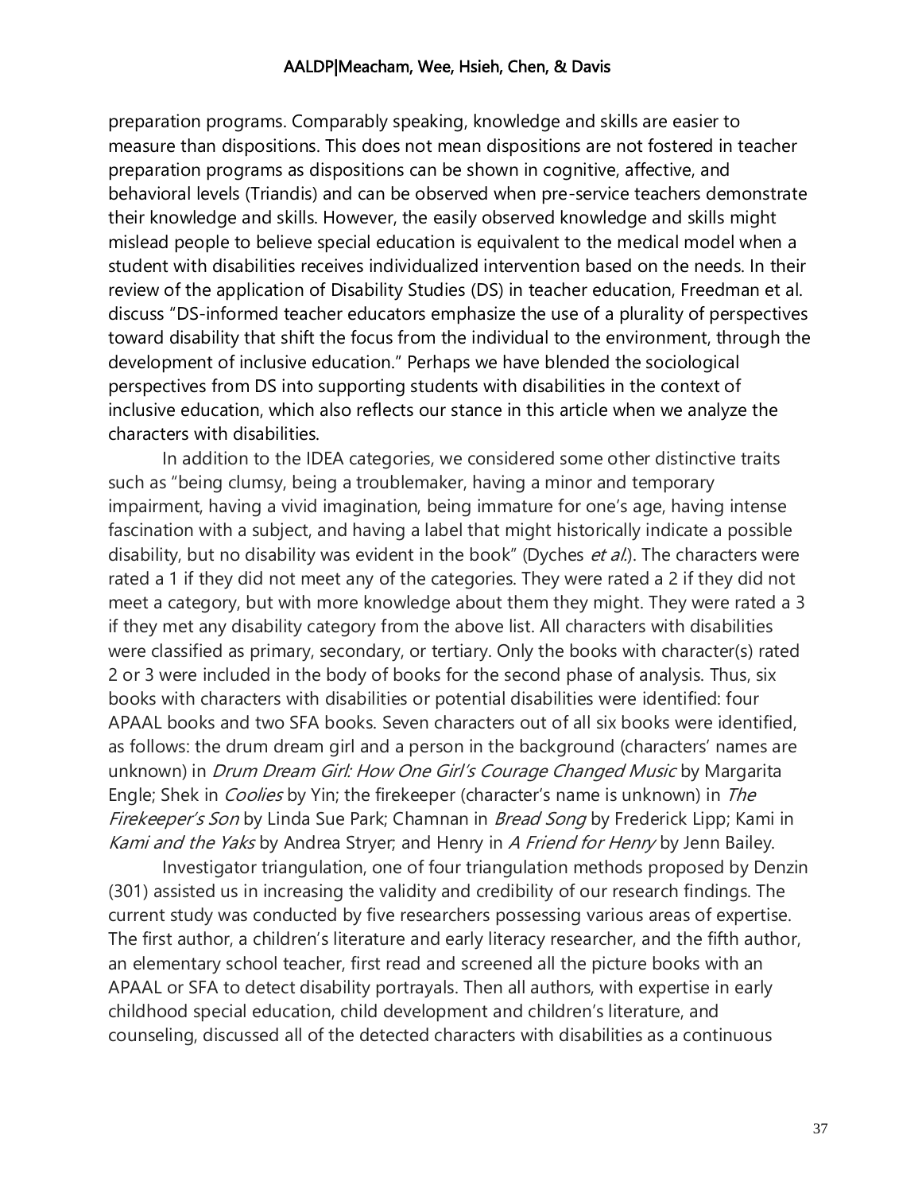preparation programs. Comparably speaking, knowledge and skills are easier to measure than dispositions. This does not mean dispositions are not fostered in teacher preparation programs as dispositions can be shown in cognitive, affective, and behavioral levels (Triandis) and can be observed when pre-service teachers demonstrate their knowledge and skills. However, the easily observed knowledge and skills might mislead people to believe special education is equivalent to the medical model when a student with disabilities receives individualized intervention based on the needs. In their review of the application of Disability Studies (DS) in teacher education, Freedman et al. discuss "DS-informed teacher educators emphasize the use of a plurality of perspectives toward disability that shift the focus from the individual to the environment, through the development of inclusive education." Perhaps we have blended the sociological perspectives from DS into supporting students with disabilities in the context of inclusive education, which also reflects our stance in this article when we analyze the characters with disabilities.

In addition to the IDEA categories, we considered some other distinctive traits such as "being clumsy, being a troublemaker, having a minor and temporary impairment, having a vivid imagination, being immature for one's age, having intense fascination with a subject, and having a label that might historically indicate a possible disability, but no disability was evident in the book" (Dyches *et al.*). The characters were rated a 1 if they did not meet any of the categories. They were rated a 2 if they did not meet a category, but with more knowledge about them they might. They were rated a 3 if they met any disability category from the above list. All characters with disabilities were classified as primary, secondary, or tertiary. Only the books with character(s) rated 2 or 3 were included in the body of books for the second phase of analysis. Thus, six books with characters with disabilities or potential disabilities were identified: four APAAL books and two SFA books. Seven characters out of all six books were identified, as follows: the drum dream girl and a person in the background (characters' names are unknown) in *Drum Dream Girl: How One Girl's Courage Changed Music* by Margarita Engle; Shek in *Coolies* by Yin; the firekeeper (character's name is unknown) in *The Firekeeper's Son* by Linda Sue Park; Chamnan in *Bread Song* by Frederick Lipp; Kami in *Kami and the Yaks* by Andrea Stryer; and Henry in *A Friend for Henry* by Jenn Bailey.

Investigator triangulation, one of four triangulation methods proposed by Denzin (301) assisted us in increasing the validity and credibility of our research findings. The current study was conducted by five researchers possessing various areas of expertise. The first author, a children's literature and early literacy researcher, and the fifth author, an elementary school teacher, first read and screened all the picture books with an APAAL or SFA to detect disability portrayals. Then all authors, with expertise in early childhood special education, child development and children's literature, and counseling, discussed all of the detected characters with disabilities as a continuous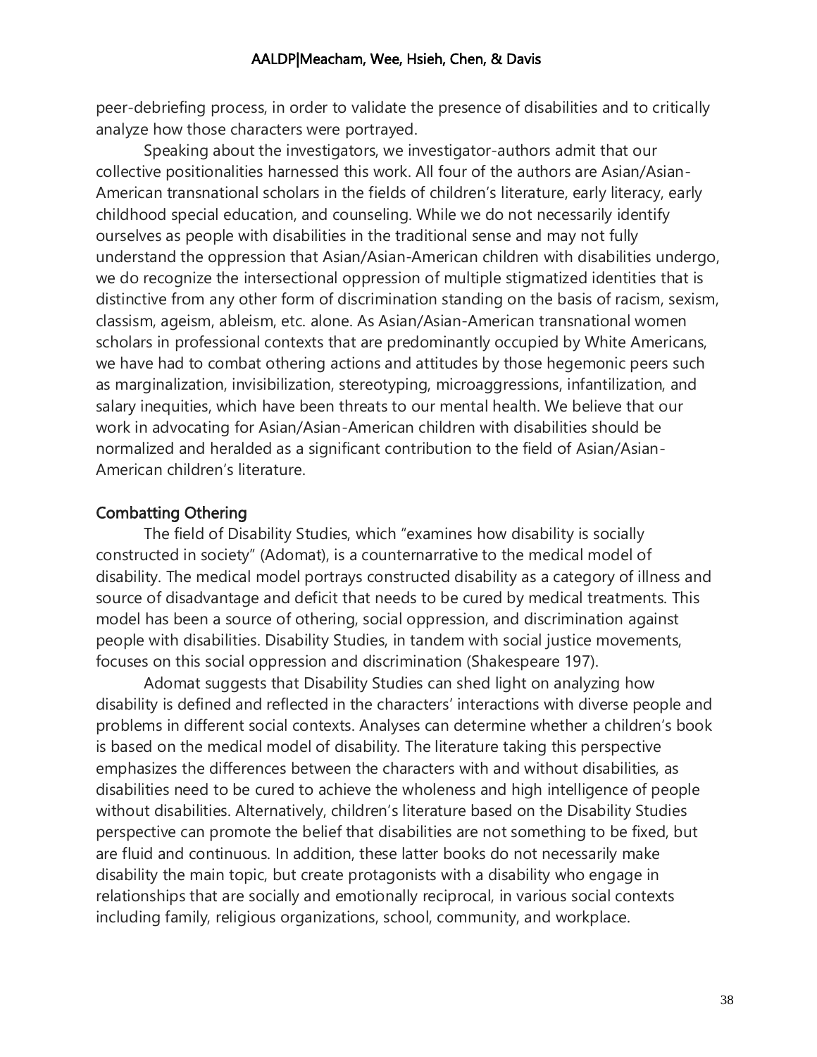peer-debriefing process, in order to validate the presence of disabilities and to critically analyze how those characters were portrayed.

Speaking about the investigators, we investigator-authors admit that our collective positionalities harnessed this work. All four of the authors are Asian/Asian-American transnational scholars in the fields of children's literature, early literacy, early childhood special education, and counseling. While we do not necessarily identify ourselves as people with disabilities in the traditional sense and may not fully understand the oppression that Asian/Asian-American children with disabilities undergo, we do recognize the intersectional oppression of multiple stigmatized identities that is distinctive from any other form of discrimination standing on the basis of racism, sexism, classism, ageism, ableism, etc. alone. As Asian/Asian-American transnational women scholars in professional contexts that are predominantly occupied by White Americans, we have had to combat othering actions and attitudes by those hegemonic peers such as marginalization, invisibilization, stereotyping, microaggressions, infantilization, and salary inequities, which have been threats to our mental health. We believe that our work in advocating for Asian/Asian-American children with disabilities should be normalized and heralded as a significant contribution to the field of Asian/Asian-American children's literature.

## Combatting Othering

The field of Disability Studies, which "examines how disability is socially constructed in society" (Adomat), is a counternarrative to the medical model of disability. The medical model portrays constructed disability as a category of illness and source of disadvantage and deficit that needs to be cured by medical treatments. This model has been a source of othering, social oppression, and discrimination against people with disabilities. Disability Studies, in tandem with social justice movements, focuses on this social oppression and discrimination (Shakespeare 197).

Adomat suggests that Disability Studies can shed light on analyzing how disability is defined and reflected in the characters' interactions with diverse people and problems in different social contexts. Analyses can determine whether a children's book is based on the medical model of disability. The literature taking this perspective emphasizes the differences between the characters with and without disabilities, as disabilities need to be cured to achieve the wholeness and high intelligence of people without disabilities. Alternatively, children's literature based on the Disability Studies perspective can promote the belief that disabilities are not something to be fixed, but are fluid and continuous. In addition, these latter books do not necessarily make disability the main topic, but create protagonists with a disability who engage in relationships that are socially and emotionally reciprocal, in various social contexts including family, religious organizations, school, community, and workplace.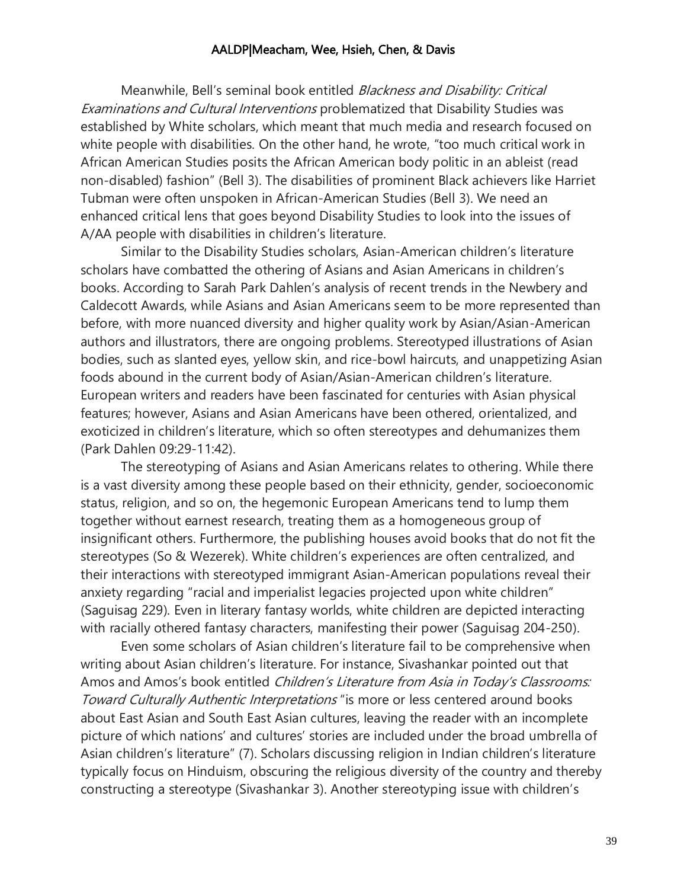Meanwhile, Bell's seminal book entitled *Blackness and Disability: Critical Examinations and Cultural Interventions* problematized that Disability Studies was established by White scholars, which meant that much media and research focused on white people with disabilities. On the other hand, he wrote, "too much critical work in African American Studies posits the African American body politic in an ableist (read non-disabled) fashion" (Bell 3). The disabilities of prominent Black achievers like Harriet Tubman were often unspoken in African-American Studies (Bell 3). We need an enhanced critical lens that goes beyond Disability Studies to look into the issues of A/AA people with disabilities in children's literature.

Similar to the Disability Studies scholars, Asian-American children's literature scholars have combatted the othering of Asians and Asian Americans in children's books. According to Sarah Park Dahlen's analysis of recent trends in the Newbery and Caldecott Awards, while Asians and Asian Americans seem to be more represented than before, with more nuanced diversity and higher quality work by Asian/Asian-American authors and illustrators, there are ongoing problems. Stereotyped illustrations of Asian bodies, such as slanted eyes, yellow skin, and rice-bowl haircuts, and unappetizing Asian foods abound in the current body of Asian/Asian-American children's literature. European writers and readers have been fascinated for centuries with Asian physical features; however, Asians and Asian Americans have been othered, orientalized, and exoticized in children's literature, which so often stereotypes and dehumanizes them (Park Dahlen 09:29-11:42).

The stereotyping of Asians and Asian Americans relates to othering. While there is a vast diversity among these people based on their ethnicity, gender, socioeconomic status, religion, and so on, the hegemonic European Americans tend to lump them together without earnest research, treating them as a homogeneous group of insignificant others. Furthermore, the publishing houses avoid books that do not fit the stereotypes (So & Wezerek). White children's experiences are often centralized, and their interactions with stereotyped immigrant Asian-American populations reveal their anxiety regarding "racial and imperialist legacies projected upon white children" (Saguisag 229). Even in literary fantasy worlds, white children are depicted interacting with racially othered fantasy characters, manifesting their power (Saguisag 204-250).

Even some scholars of Asian children's literature fail to be comprehensive when writing about Asian children's literature. For instance, Sivashankar pointed out that Amos and Amos's book entitled *Children's Literature from Asia in Today's Classrooms: Toward Culturally Authentic Interpretations* "is more or less centered around books about East Asian and South East Asian cultures, leaving the reader with an incomplete picture of which nations' and cultures' stories are included under the broad umbrella of Asian children's literature" (7). Scholars discussing religion in Indian children's literature typically focus on Hinduism, obscuring the religious diversity of the country and thereby constructing a stereotype (Sivashankar 3). Another stereotyping issue with children's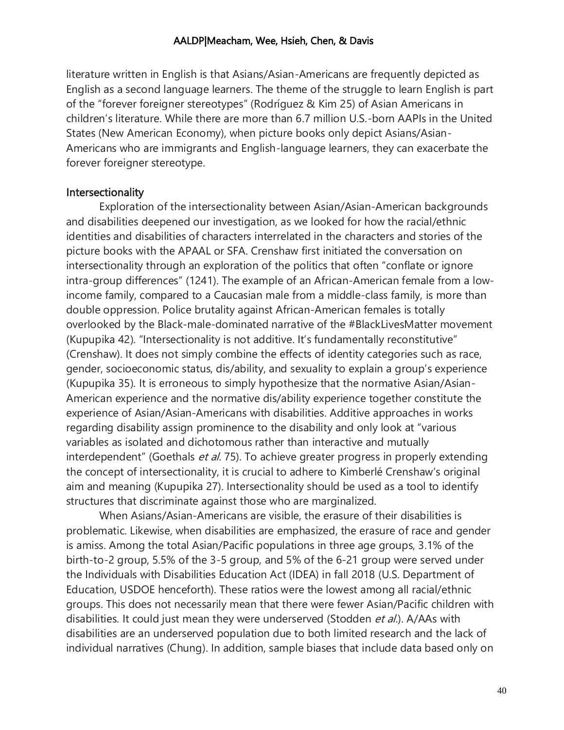literature written in English is that Asians/Asian-Americans are frequently depicted as English as a second language learners. The theme of the struggle to learn English is part of the "forever foreigner stereotypes" (Rodríguez & Kim 25) of Asian Americans in children's literature. While there are more than 6.7 million U.S.-born AAPIs in the United States (New American Economy), when picture books only depict Asians/Asian-Americans who are immigrants and English-language learners, they can exacerbate the forever foreigner stereotype.

## Intersectionality

Exploration of the intersectionality between Asian/Asian-American backgrounds and disabilities deepened our investigation, as we looked for how the racial/ethnic identities and disabilities of characters interrelated in the characters and stories of the picture books with the APAAL or SFA. Crenshaw first initiated the conversation on intersectionality through an exploration of the politics that often "conflate or ignore intra-group differences" (1241). The example of an African-American female from a low-income family, compared to a Caucasian male from a middle-class family, is more than double oppression. Police brutality against African-American females is totally overlooked by the Black-male-dominated narrative of the #BlackLivesMatter movement (Kupupika 42). "Intersectionality is not additive. It's fundamentally reconstitutive" (Crenshaw). It does not simply combine the effects of identity categories such as race, gender, socioeconomic status, dis/ability, and sexuality to explain a group's experience (Kupupika 35). It is erroneous to simply hypothesize that the normative Asian/Asian-American experience and the normative dis/ability experience together constitute the experience of Asian/Asian-Americans with disabilities. Additive approaches in works regarding disability assign prominence to the disability and only look at "various variables as isolated and dichotomous rather than interactive and mutually interdependent" (Goethals *et al.* 75). To achieve greater progress in properly extending the concept of intersectionality, it is crucial to adhere to Kimberlé Crenshaw's original aim and meaning (Kupupika 27). Intersectionality should be used as a tool to identify structures that discriminate against those who are marginalized.

When Asians/Asian-Americans are visible, the erasure of their disabilities is problematic. Likewise, when disabilities are emphasized, the erasure of race and gender is amiss. Among the total Asian/Pacific populations in three age groups, 3.1% of the birth-to-2 group, 5.5% of the 3-5 group, and 5% of the 6-21 group were served under the Individuals with Disabilities Education Act (IDEA) in fall 2018 (U.S. Department of Education, USDOE henceforth). These ratios were the lowest among all racial/ethnic groups. This does not necessarily mean that there were fewer Asian/Pacific children with disabilities. It could just mean they were underserved (Stodden *et al.*). A/AAs with disabilities are an underserved population due to both limited research and the lack of individual narratives (Chung). In addition, sample biases that include data based only on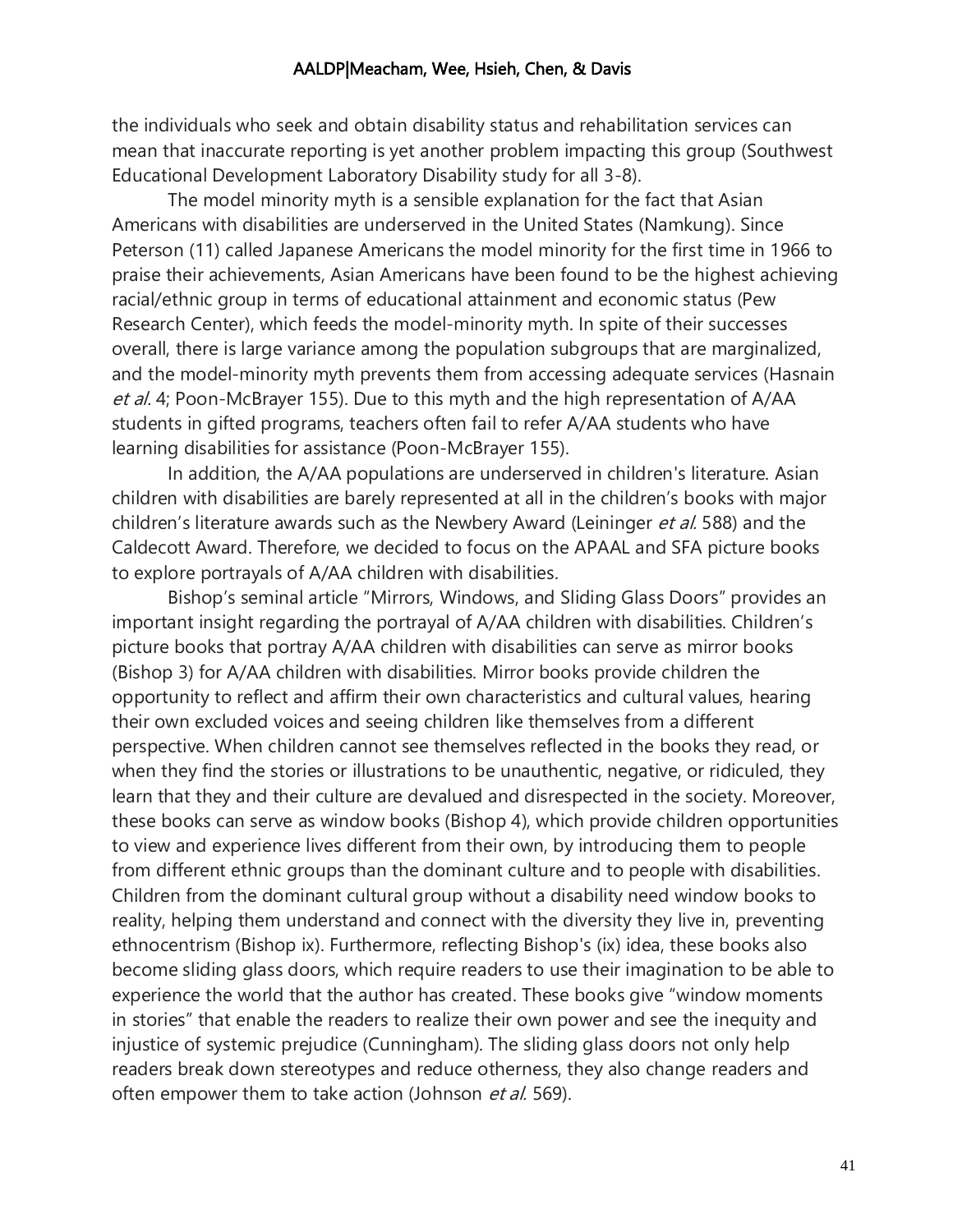the individuals who seek and obtain disability status and rehabilitation services can mean that inaccurate reporting is yet another problem impacting this group (Southwest Educational Development Laboratory Disability study for all 3-8).

The model minority myth is a sensible explanation for the fact that Asian Americans with disabilities are underserved in the United States (Namkung). Since Peterson (11) called Japanese Americans the model minority for the first time in 1966 to praise their achievements, Asian Americans have been found to be the highest achieving racial/ethnic group in terms of educational attainment and economic status (Pew Research Center), which feeds the model-minority myth. In spite of their successes overall, there is large variance among the population subgroups that are marginalized, and the model-minority myth prevents them from accessing adequate services (Hasnain *et al.* 4; Poon-McBrayer 155). Due to this myth and the high representation of A/AA students in gifted programs, teachers often fail to refer A/AA students who have learning disabilities for assistance (Poon-McBrayer 155).

In addition, the A/AA populations are underserved in children's literature. Asian children with disabilities are barely represented at all in the children's books with major children's literature awards such as the Newbery Award (Leininger *et al.* 588) and the Caldecott Award. Therefore, we decided to focus on the APAAL and SFA picture books to explore portrayals of A/AA children with disabilities.

Bishop's seminal article "Mirrors, Windows, and Sliding Glass Doors" provides an important insight regarding the portrayal of A/AA children with disabilities. Children's picture books that portray A/AA children with disabilities can serve as mirror books (Bishop 3) for A/AA children with disabilities. Mirror books provide children the opportunity to reflect and affirm their own characteristics and cultural values, hearing their own excluded voices and seeing children like themselves from a different perspective. When children cannot see themselves reflected in the books they read, or when they find the stories or illustrations to be unauthentic, negative, or ridiculed, they learn that they and their culture are devalued and disrespected in the society. Moreover, these books can serve as window books (Bishop 4), which provide children opportunities to view and experience lives different from their own, by introducing them to people from different ethnic groups than the dominant culture and to people with disabilities. Children from the dominant cultural group without a disability need window books to reality, helping them understand and connect with the diversity they live in, preventing ethnocentrism (Bishop ix). Furthermore, reflecting Bishop's (ix) idea, these books also become sliding glass doors, which require readers to use their imagination to be able to experience the world that the author has created. These books give "window moments in stories" that enable the readers to realize their own power and see the inequity and injustice of systemic prejudice (Cunningham). The sliding glass doors not only help readers break down stereotypes and reduce otherness, they also change readers and often empower them to take action (Johnson *et al.* 569).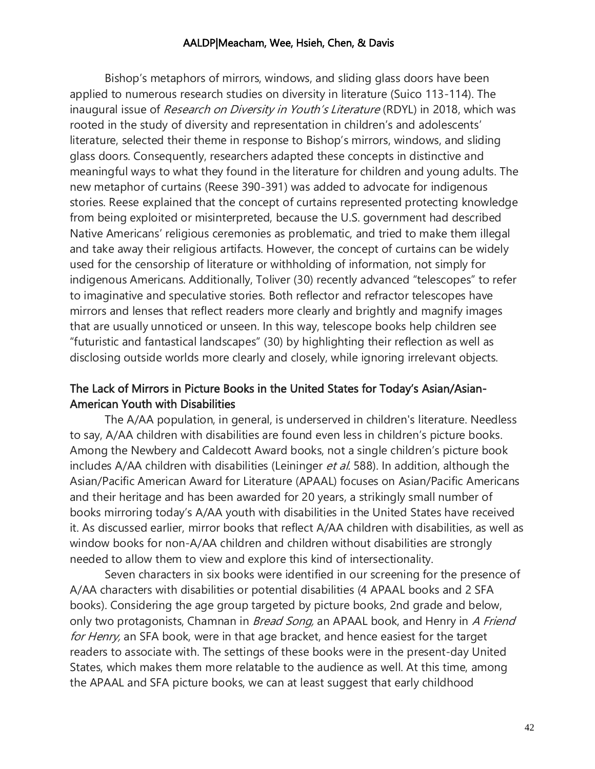Bishop's metaphors of mirrors, windows, and sliding glass doors have been applied to numerous research studies on diversity in literature (Suico 113-114). The inaugural issue of *Research on Diversity in Youth's Literature* (RDYL) in 2018, which was rooted in the study of diversity and representation in children's and adolescents' literature, selected their theme in response to Bishop's mirrors, windows, and sliding glass doors. Consequently, researchers adapted these concepts in distinctive and meaningful ways to what they found in the literature for children and young adults. The new metaphor of curtains (Reese 390-391) was added to advocate for indigenous stories. Reese explained that the concept of curtains represented protecting knowledge from being exploited or misinterpreted, because the U.S. government had described Native Americans' religious ceremonies as problematic, and tried to make them illegal and take away their religious artifacts. However, the concept of curtains can be widely used for the censorship of literature or withholding of information, not simply for indigenous Americans. Additionally, Toliver (30) recently advanced "telescopes" to refer to imaginative and speculative stories. Both reflector and refractor telescopes have mirrors and lenses that reflect readers more clearly and brightly and magnify images that are usually unnoticed or unseen. In this way, telescope books help children see "futuristic and fantastical landscapes" (30) by highlighting their reflection as well as disclosing outside worlds more clearly and closely, while ignoring irrelevant objects.

## The Lack of Mirrors in Picture Books in the United States for Today's Asian/Asian-American Youth with Disabilities

The A/AA population, in general, is underserved in children's literature. Needless to say, A/AA children with disabilities are found even less in children's picture books. Among the Newbery and Caldecott Award books, not a single children's picture book includes A/AA children with disabilities (Leininger *et al.* 588). In addition, although the Asian/Pacific American Award for Literature (APAAL) focuses on Asian/Pacific Americans and their heritage and has been awarded for 20 years, a strikingly small number of books mirroring today's A/AA youth with disabilities in the United States have received it. As discussed earlier, mirror books that reflect A/AA children with disabilities, as well as window books for non-A/AA children and children without disabilities are strongly needed to allow them to view and explore this kind of intersectionality.

Seven characters in six books were identified in our screening for the presence of A/AA characters with disabilities or potential disabilities (4 APAAL books and 2 SFA books). Considering the age group targeted by picture books, 2nd grade and below, only two protagonists, Chamnan in *Bread Song,* an APAAL book, and Henry in *A Friend for Henry,* an SFA book, were in that age bracket, and hence easiest for the target readers to associate with. The settings of these books were in the present-day United States, which makes them more relatable to the audience as well. At this time, among the APAAL and SFA picture books, we can at least suggest that early childhood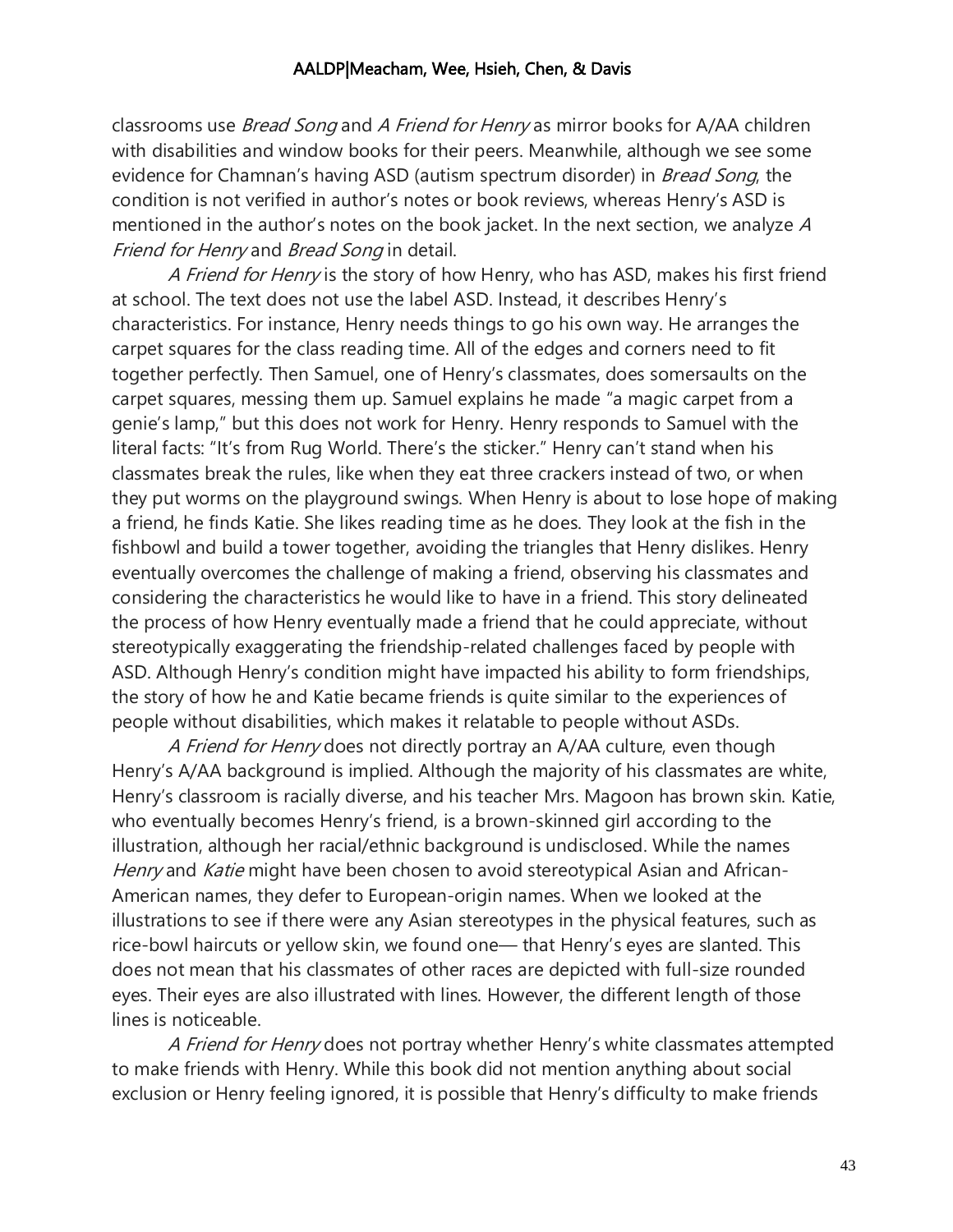classrooms use *Bread Song* and *A Friend for Henry* as mirror books for A/AA children with disabilities and window books for their peers. Meanwhile, although we see some evidence for Chamnan's having ASD (autism spectrum disorder) in *Bread Song*, the condition is not verified in author's notes or book reviews, whereas Henry's ASD is mentioned in the author's notes on the book jacket. In the next section, we analyze *A Friend for Henry* and *Bread Song* in detail.

*A Friend for Henry* is the story of how Henry, who has ASD, makes his first friend at school. The text does not use the label ASD. Instead, it describes Henry's characteristics. For instance, Henry needs things to go his own way. He arranges the carpet squares for the class reading time. All of the edges and corners need to fit together perfectly. Then Samuel, one of Henry's classmates, does somersaults on the carpet squares, messing them up. Samuel explains he made "a magic carpet from a genie's lamp," but this does not work for Henry. Henry responds to Samuel with the literal facts: "It's from Rug World. There's the sticker." Henry can't stand when his classmates break the rules, like when they eat three crackers instead of two, or when they put worms on the playground swings. When Henry is about to lose hope of making a friend, he finds Katie. She likes reading time as he does. They look at the fish in the fishbowl and build a tower together, avoiding the triangles that Henry dislikes. Henry eventually overcomes the challenge of making a friend, observing his classmates and considering the characteristics he would like to have in a friend. This story delineated the process of how Henry eventually made a friend that he could appreciate, without stereotypically exaggerating the friendship-related challenges faced by people with ASD. Although Henry's condition might have impacted his ability to form friendships, the story of how he and Katie became friends is quite similar to the experiences of people without disabilities, which makes it relatable to people without ASDs.

*A Friend for Henry* does not directly portray an A/AA culture, even though Henry's A/AA background is implied. Although the majority of his classmates are white, Henry's classroom is racially diverse, and his teacher Mrs. Magoon has brown skin. Katie, who eventually becomes Henry's friend, is a brown-skinned girl according to the illustration, although her racial/ethnic background is undisclosed. While the names *Henry* and *Katie* might have been chosen to avoid stereotypical Asian and African-American names, they defer to European-origin names. When we looked at the illustrations to see if there were any Asian stereotypes in the physical features, such as rice-bowl haircuts or yellow skin, we found one— that Henry's eyes are slanted. This does not mean that his classmates of other races are depicted with full-size rounded eyes. Their eyes are also illustrated with lines. However, the different length of those lines is noticeable.

*A Friend for Henry* does not portray whether Henry's white classmates attempted to make friends with Henry. While this book did not mention anything about social exclusion or Henry feeling ignored, it is possible that Henry's difficulty to make friends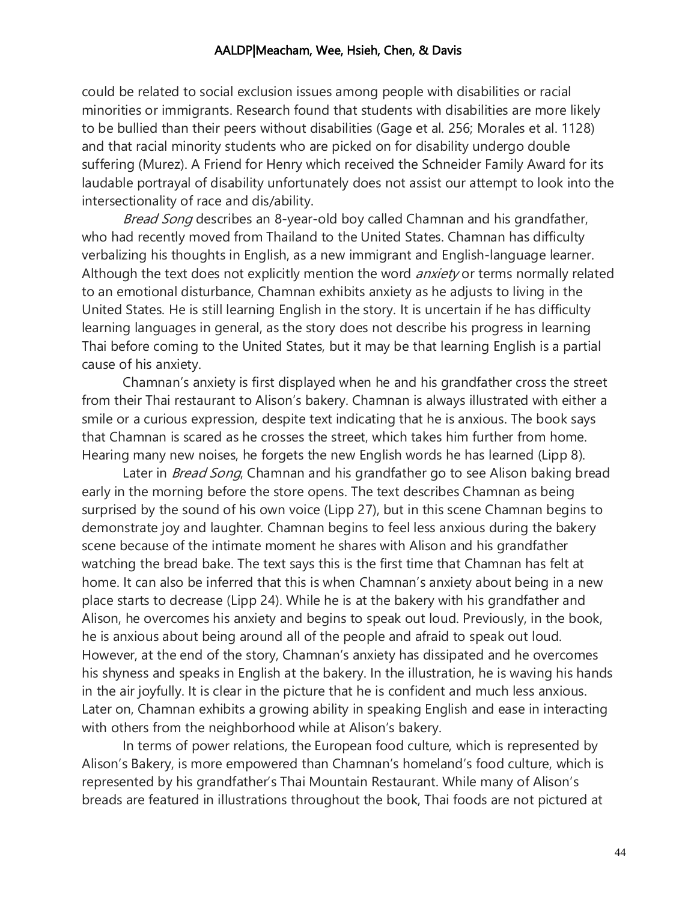could be related to social exclusion issues among people with disabilities or racial minorities or immigrants. Research found that students with disabilities are more likely to be bullied than their peers without disabilities (Gage et al. 256; Morales et al. 1128) and that racial minority students who are picked on for disability undergo double suffering (Murez). A Friend for Henry which received the Schneider Family Award for its laudable portrayal of disability unfortunately does not assist our attempt to look into the intersectionality of race and dis/ability.

*Bread Song* describes an 8-year-old boy called Chamnan and his grandfather, who had recently moved from Thailand to the United States. Chamnan has difficulty verbalizing his thoughts in English, as a new immigrant and English-language learner. Although the text does not explicitly mention the word *anxiety* or terms normally related to an emotional disturbance, Chamnan exhibits anxiety as he adjusts to living in the United States. He is still learning English in the story. It is uncertain if he has difficulty learning languages in general, as the story does not describe his progress in learning Thai before coming to the United States, but it may be that learning English is a partial cause of his anxiety.

Chamnan's anxiety is first displayed when he and his grandfather cross the street from their Thai restaurant to Alison's bakery. Chamnan is always illustrated with either a smile or a curious expression, despite text indicating that he is anxious. The book says that Chamnan is scared as he crosses the street, which takes him further from home. Hearing many new noises, he forgets the new English words he has learned (Lipp 8).

Later in *Bread Song*, Chamnan and his grandfather go to see Alison baking bread early in the morning before the store opens. The text describes Chamnan as being surprised by the sound of his own voice (Lipp 27), but in this scene Chamnan begins to demonstrate joy and laughter. Chamnan begins to feel less anxious during the bakery scene because of the intimate moment he shares with Alison and his grandfather watching the bread bake. The text says this is the first time that Chamnan has felt at home. It can also be inferred that this is when Chamnan's anxiety about being in a new place starts to decrease (Lipp 24). While he is at the bakery with his grandfather and Alison, he overcomes his anxiety and begins to speak out loud. Previously, in the book, he is anxious about being around all of the people and afraid to speak out loud. However, at the end of the story, Chamnan's anxiety has dissipated and he overcomes his shyness and speaks in English at the bakery. In the illustration, he is waving his hands in the air joyfully. It is clear in the picture that he is confident and much less anxious. Later on, Chamnan exhibits a growing ability in speaking English and ease in interacting with others from the neighborhood while at Alison's bakery.

In terms of power relations, the European food culture, which is represented by Alison's Bakery, is more empowered than Chamnan's homeland's food culture, which is represented by his grandfather's Thai Mountain Restaurant. While many of Alison's breads are featured in illustrations throughout the book, Thai foods are not pictured at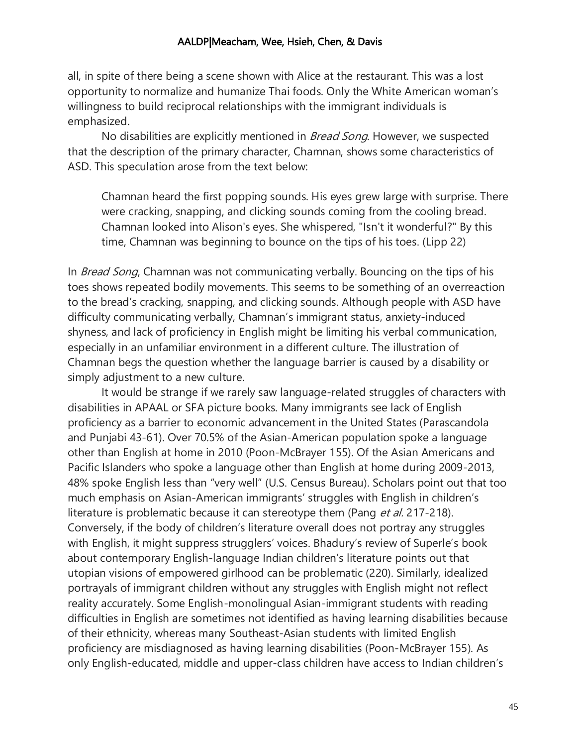all, in spite of there being a scene shown with Alice at the restaurant. This was a lost opportunity to normalize and humanize Thai foods. Only the White American woman's willingness to build reciprocal relationships with the immigrant individuals is emphasized.

No disabilities are explicitly mentioned in *Bread Song*. However, we suspected that the description of the primary character, Chamnan, shows some characteristics of ASD. This speculation arose from the text below:

> Chamnan heard the first popping sounds. His eyes grew large with surprise. There were cracking, snapping, and clicking sounds coming from the cooling bread. Chamnan looked into Alison's eyes. She whispered, "Isn't it wonderful?" By this time, Chamnan was beginning to bounce on the tips of his toes. (Lipp 22)

In *Bread Song*, Chamnan was not communicating verbally. Bouncing on the tips of his toes shows repeated bodily movements. This seems to be something of an overreaction to the bread's cracking, snapping, and clicking sounds. Although people with ASD have difficulty communicating verbally, Chamnan's immigrant status, anxiety-induced shyness, and lack of proficiency in English might be limiting his verbal communication, especially in an unfamiliar environment in a different culture. The illustration of Chamnan begs the question whether the language barrier is caused by a disability or simply adjustment to a new culture.

It would be strange if we rarely saw language-related struggles of characters with disabilities in APAAL or SFA picture books. Many immigrants see lack of English proficiency as a barrier to economic advancement in the United States (Parascandola and Punjabi 43-61). Over 70.5% of the Asian-American population spoke a language other than English at home in 2010 (Poon-McBrayer 155). Of the Asian Americans and Pacific Islanders who spoke a language other than English at home during 2009-2013, 48% spoke English less than "very well" (U.S. Census Bureau). Scholars point out that too much emphasis on Asian-American immigrants' struggles with English in children's literature is problematic because it can stereotype them (Pang *et al.* 217-218). Conversely, if the body of children's literature overall does not portray any struggles with English, it might suppress strugglers' voices. Bhadury's review of Superle's book about contemporary English-language Indian children's literature points out that utopian visions of empowered girlhood can be problematic (220). Similarly, idealized portrayals of immigrant children without any struggles with English might not reflect reality accurately. Some English-monolingual Asian-immigrant students with reading difficulties in English are sometimes not identified as having learning disabilities because of their ethnicity, whereas many Southeast-Asian students with limited English proficiency are misdiagnosed as having learning disabilities (Poon-McBrayer 155). As only English-educated, middle and upper-class children have access to Indian children's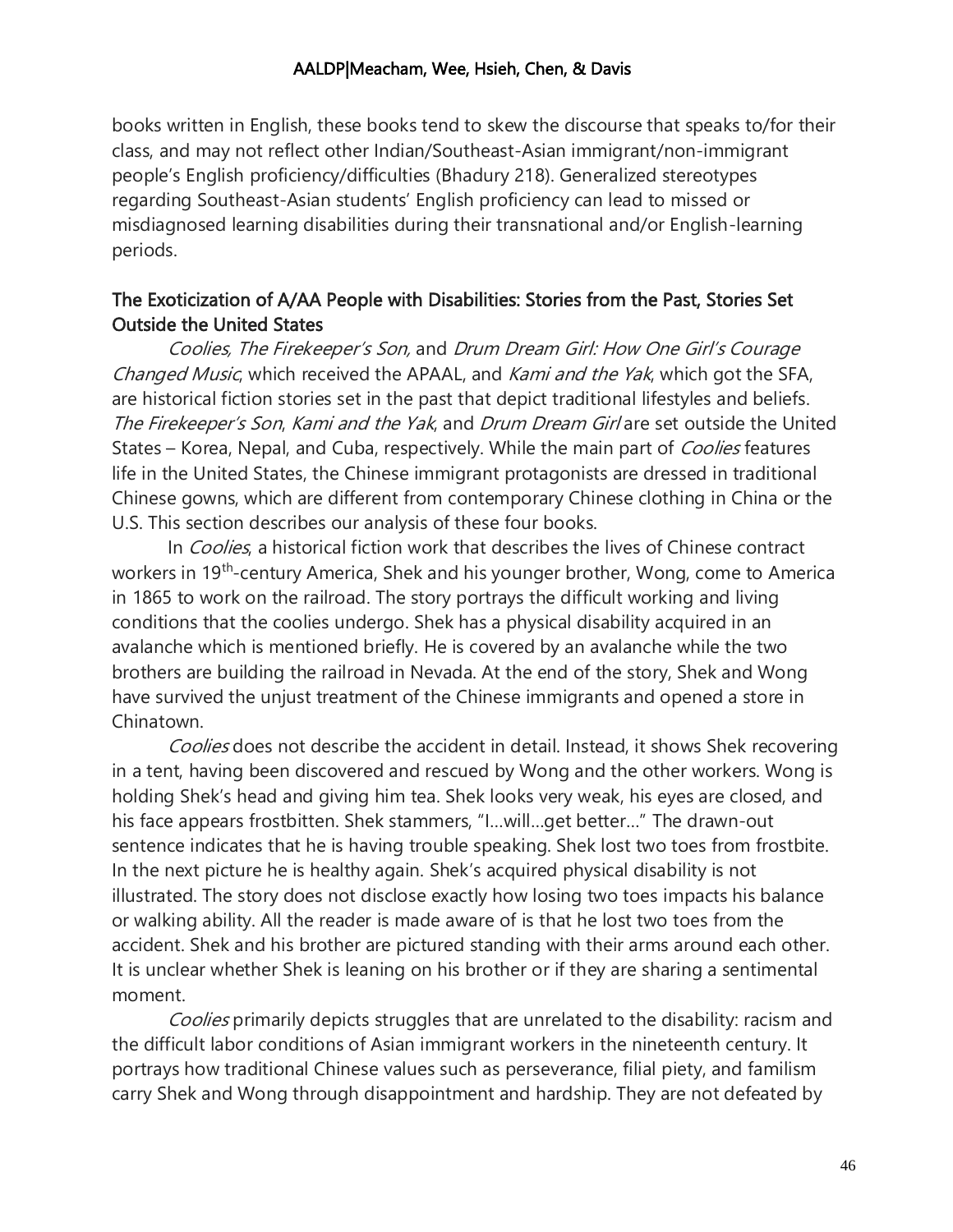books written in English, these books tend to skew the discourse that speaks to/for their class, and may not reflect other Indian/Southeast-Asian immigrant/non-immigrant people's English proficiency/difficulties (Bhadury 218). Generalized stereotypes regarding Southeast-Asian students' English proficiency can lead to missed or misdiagnosed learning disabilities during their transnational and/or English-learning periods.

## The Exoticization of A/AA People with Disabilities: Stories from the Past, Stories Set Outside the United States

*Coolies, The Firekeeper's Son,* and *Drum Dream Girl: How One Girl's Courage Changed Music*, which received the APAAL, and *Kami and the Yak*, which got the SFA, are historical fiction stories set in the past that depict traditional lifestyles and beliefs. *The Firekeeper's Son*, *Kami and the Yak*, and *Drum Dream Girl* are set outside the United States – Korea, Nepal, and Cuba, respectively. While the main part of *Coolies* features life in the United States, the Chinese immigrant protagonists are dressed in traditional Chinese gowns, which are different from contemporary Chinese clothing in China or the U.S. This section describes our analysis of these four books.

In *Coolies*, a historical fiction work that describes the lives of Chinese contract workers in 19th-century America, Shek and his younger brother, Wong, come to America in 1865 to work on the railroad. The story portrays the difficult working and living conditions that the coolies undergo. Shek has a physical disability acquired in an avalanche which is mentioned briefly. He is covered by an avalanche while the two brothers are building the railroad in Nevada. At the end of the story, Shek and Wong have survived the unjust treatment of the Chinese immigrants and opened a store in Chinatown.

*Coolies* does not describe the accident in detail. Instead, it shows Shek recovering in a tent, having been discovered and rescued by Wong and the other workers. Wong is holding Shek's head and giving him tea. Shek looks very weak, his eyes are closed, and his face appears frostbitten. Shek stammers, "I…will…get better…" The drawn-out sentence indicates that he is having trouble speaking. Shek lost two toes from frostbite. In the next picture he is healthy again. Shek's acquired physical disability is not illustrated. The story does not disclose exactly how losing two toes impacts his balance or walking ability. All the reader is made aware of is that he lost two toes from the accident. Shek and his brother are pictured standing with their arms around each other. It is unclear whether Shek is leaning on his brother or if they are sharing a sentimental moment.

*Coolies* primarily depicts struggles that are unrelated to the disability: racism and the difficult labor conditions of Asian immigrant workers in the nineteenth century. It portrays how traditional Chinese values such as perseverance, filial piety, and familism carry Shek and Wong through disappointment and hardship. They are not defeated by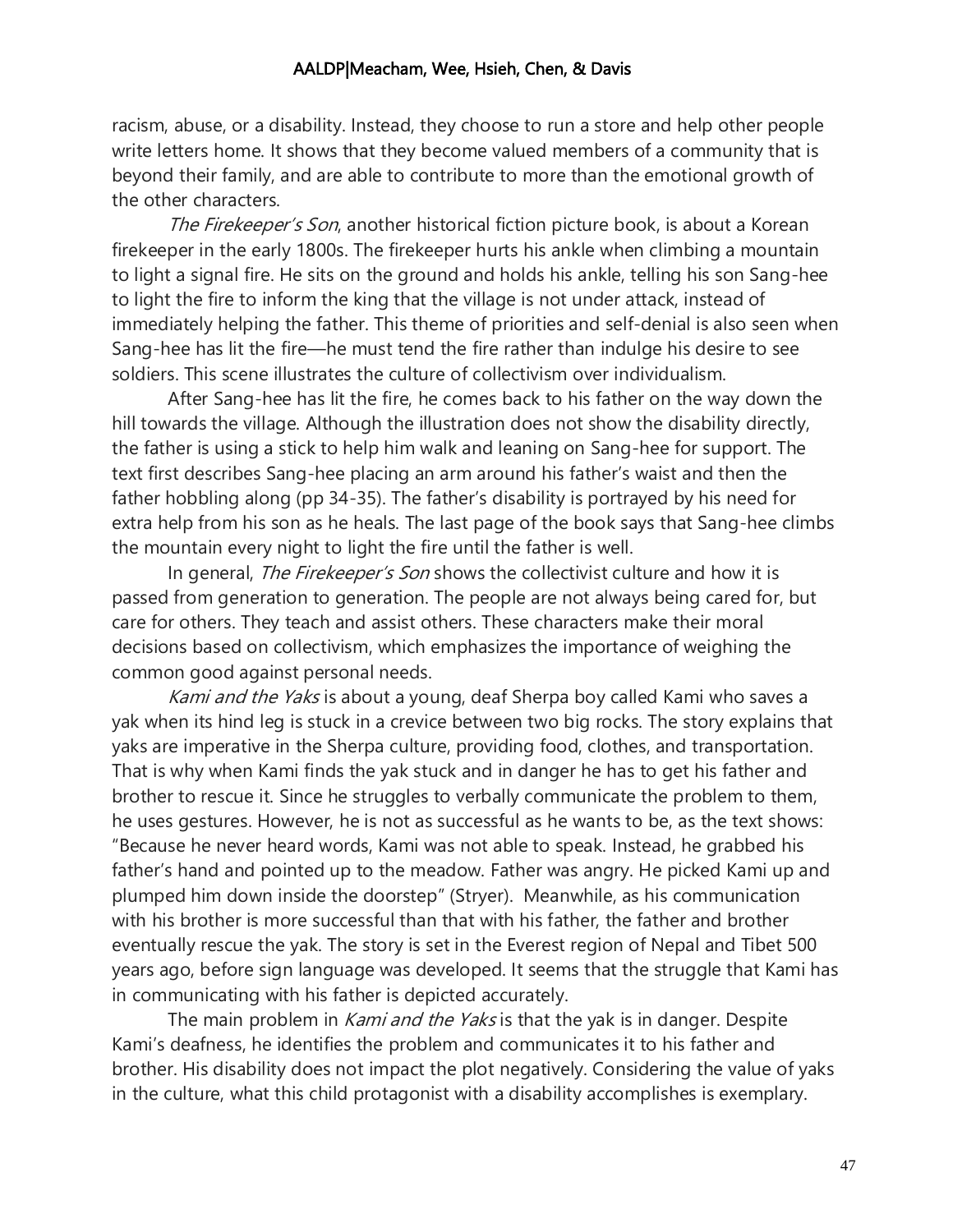racism, abuse, or a disability. Instead, they choose to run a store and help other people write letters home. It shows that they become valued members of a community that is beyond their family, and are able to contribute to more than the emotional growth of the other characters.

*The Firekeeper's Son*, another historical fiction picture book, is about a Korean firekeeper in the early 1800s. The firekeeper hurts his ankle when climbing a mountain to light a signal fire. He sits on the ground and holds his ankle, telling his son Sang-hee to light the fire to inform the king that the village is not under attack, instead of immediately helping the father. This theme of priorities and self-denial is also seen when Sang-hee has lit the fire—he must tend the fire rather than indulge his desire to see soldiers. This scene illustrates the culture of collectivism over individualism.

After Sang-hee has lit the fire, he comes back to his father on the way down the hill towards the village. Although the illustration does not show the disability directly, the father is using a stick to help him walk and leaning on Sang-hee for support. The text first describes Sang-hee placing an arm around his father's waist and then the father hobbling along (pp 34-35). The father's disability is portrayed by his need for extra help from his son as he heals. The last page of the book says that Sang-hee climbs the mountain every night to light the fire until the father is well.

In general, *The Firekeeper's Son* shows the collectivist culture and how it is passed from generation to generation. The people are not always being cared for, but care for others. They teach and assist others. These characters make their moral decisions based on collectivism, which emphasizes the importance of weighing the common good against personal needs.

*Kami and the Yaks* is about a young, deaf Sherpa boy called Kami who saves a yak when its hind leg is stuck in a crevice between two big rocks. The story explains that yaks are imperative in the Sherpa culture, providing food, clothes, and transportation. That is why when Kami finds the yak stuck and in danger he has to get his father and brother to rescue it. Since he struggles to verbally communicate the problem to them, he uses gestures. However, he is not as successful as he wants to be, as the text shows: "Because he never heard words, Kami was not able to speak. Instead, he grabbed his father's hand and pointed up to the meadow. Father was angry. He picked Kami up and plumped him down inside the doorstep" (Stryer). Meanwhile, as his communication with his brother is more successful than that with his father, the father and brother eventually rescue the yak. The story is set in the Everest region of Nepal and Tibet 500 years ago, before sign language was developed. It seems that the struggle that Kami has in communicating with his father is depicted accurately.

The main problem in *Kami and the Yaks* is that the yak is in danger. Despite Kami's deafness, he identifies the problem and communicates it to his father and brother. His disability does not impact the plot negatively. Considering the value of yaks in the culture, what this child protagonist with a disability accomplishes is exemplary.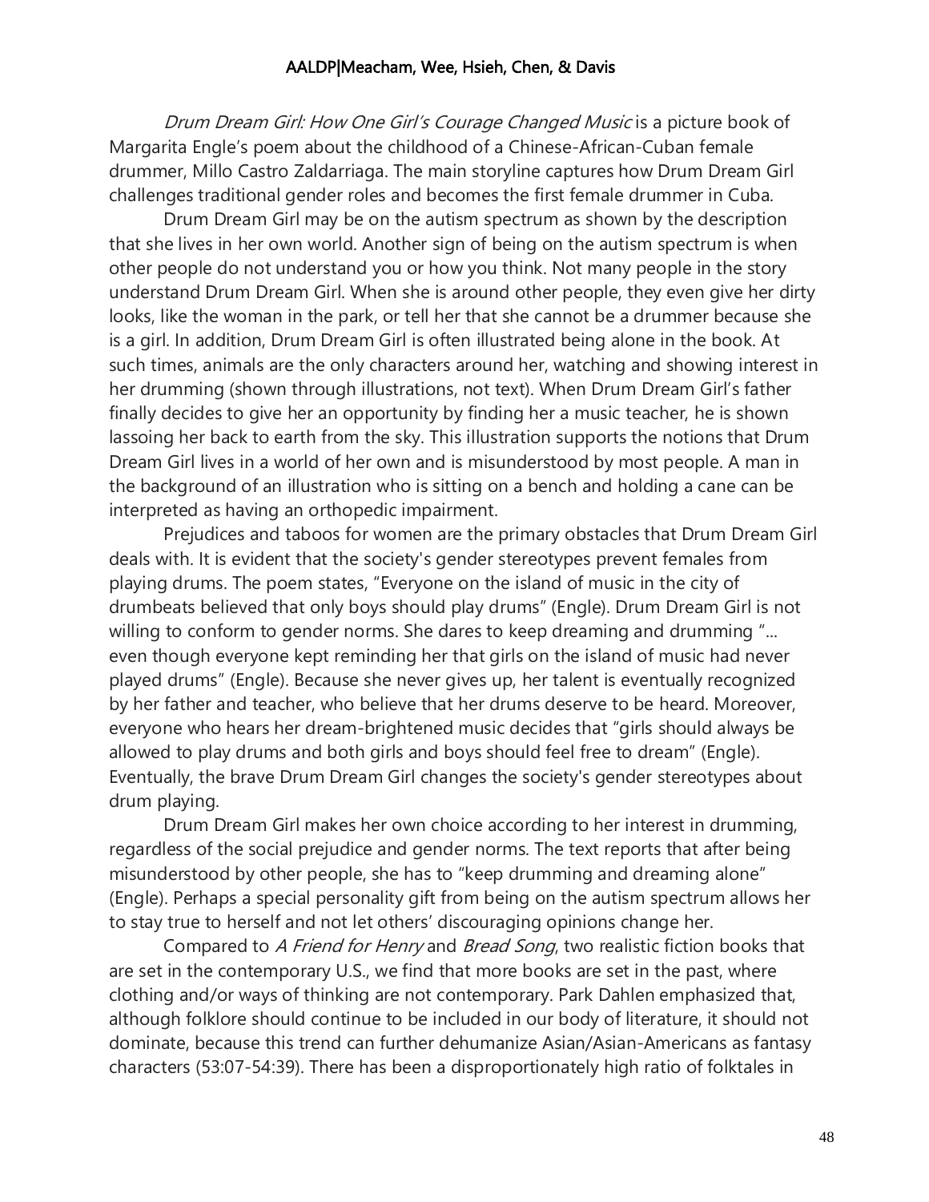*Drum Dream Girl: How One Girl's Courage Changed Music* is a picture book of Margarita Engle's poem about the childhood of a Chinese-African-Cuban female drummer, Millo Castro Zaldarriaga. The main storyline captures how Drum Dream Girl challenges traditional gender roles and becomes the first female drummer in Cuba.

Drum Dream Girl may be on the autism spectrum as shown by the description that she lives in her own world. Another sign of being on the autism spectrum is when other people do not understand you or how you think. Not many people in the story understand Drum Dream Girl. When she is around other people, they even give her dirty looks, like the woman in the park, or tell her that she cannot be a drummer because she is a girl. In addition, Drum Dream Girl is often illustrated being alone in the book. At such times, animals are the only characters around her, watching and showing interest in her drumming (shown through illustrations, not text). When Drum Dream Girl's father finally decides to give her an opportunity by finding her a music teacher, he is shown lassoing her back to earth from the sky. This illustration supports the notions that Drum Dream Girl lives in a world of her own and is misunderstood by most people. A man in the background of an illustration who is sitting on a bench and holding a cane can be interpreted as having an orthopedic impairment.

Prejudices and taboos for women are the primary obstacles that Drum Dream Girl deals with. It is evident that the society's gender stereotypes prevent females from playing drums. The poem states, "Everyone on the island of music in the city of drumbeats believed that only boys should play drums" (Engle). Drum Dream Girl is not willing to conform to gender norms. She dares to keep dreaming and drumming "... even though everyone kept reminding her that girls on the island of music had never played drums" (Engle). Because she never gives up, her talent is eventually recognized by her father and teacher, who believe that her drums deserve to be heard. Moreover, everyone who hears her dream-brightened music decides that "girls should always be allowed to play drums and both girls and boys should feel free to dream" (Engle). Eventually, the brave Drum Dream Girl changes the society's gender stereotypes about drum playing.

Drum Dream Girl makes her own choice according to her interest in drumming, regardless of the social prejudice and gender norms. The text reports that after being misunderstood by other people, she has to "keep drumming and dreaming alone" (Engle). Perhaps a special personality gift from being on the autism spectrum allows her to stay true to herself and not let others' discouraging opinions change her.

Compared to *A Friend for Henry* and *Bread Song*, two realistic fiction books that are set in the contemporary U.S., we find that more books are set in the past, where clothing and/or ways of thinking are not contemporary. Park Dahlen emphasized that, although folklore should continue to be included in our body of literature, it should not dominate, because this trend can further dehumanize Asian/Asian-Americans as fantasy characters (53:07-54:39). There has been a disproportionately high ratio of folktales in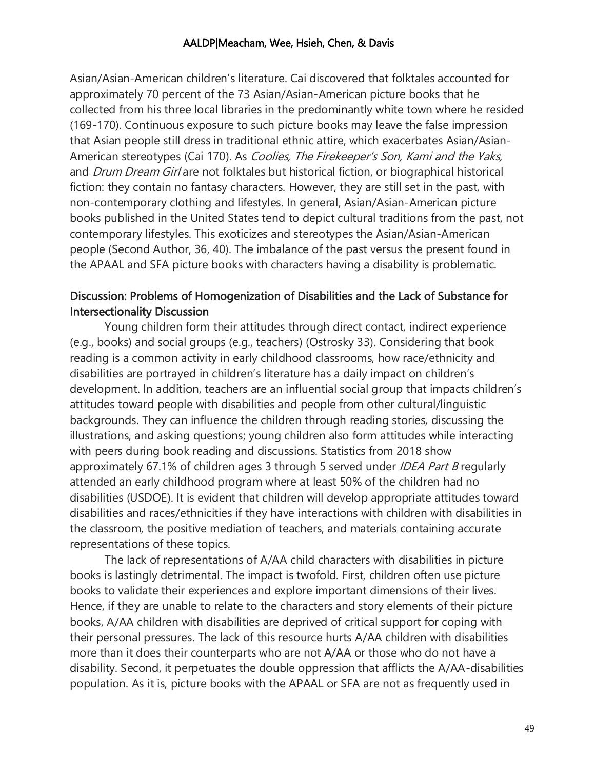Asian/Asian-American children's literature. Cai discovered that folktales accounted for approximately 70 percent of the 73 Asian/Asian-American picture books that he collected from his three local libraries in the predominantly white town where he resided (169-170). Continuous exposure to such picture books may leave the false impression that Asian people still dress in traditional ethnic attire, which exacerbates Asian/Asian-American stereotypes (Cai 170). As *Coolies, The Firekeeper's Son, Kami and the Yaks,* and *Drum Dream Girl* are not folktales but historical fiction, or biographical historical fiction: they contain no fantasy characters. However, they are still set in the past, with non-contemporary clothing and lifestyles. In general, Asian/Asian-American picture books published in the United States tend to depict cultural traditions from the past, not contemporary lifestyles. This exoticizes and stereotypes the Asian/Asian-American people (Second Author, 36, 40). The imbalance of the past versus the present found in the APAAL and SFA picture books with characters having a disability is problematic.

## Discussion: Problems of Homogenization of Disabilities and the Lack of Substance for Intersectionality Discussion

Young children form their attitudes through direct contact, indirect experience (e.g., books) and social groups (e.g., teachers) (Ostrosky 33). Considering that book reading is a common activity in early childhood classrooms, how race/ethnicity and disabilities are portrayed in children's literature has a daily impact on children's development. In addition, teachers are an influential social group that impacts children's attitudes toward people with disabilities and people from other cultural/linguistic backgrounds. They can influence the children through reading stories, discussing the illustrations, and asking questions; young children also form attitudes while interacting with peers during book reading and discussions. Statistics from 2018 show approximately 67.1% of children ages 3 through 5 served under *IDEA Part B* regularly attended an early childhood program where at least 50% of the children had no disabilities (USDOE). It is evident that children will develop appropriate attitudes toward disabilities and races/ethnicities if they have interactions with children with disabilities in the classroom, the positive mediation of teachers, and materials containing accurate representations of these topics.

The lack of representations of A/AA child characters with disabilities in picture books is lastingly detrimental. The impact is twofold. First, children often use picture books to validate their experiences and explore important dimensions of their lives. Hence, if they are unable to relate to the characters and story elements of their picture books, A/AA children with disabilities are deprived of critical support for coping with their personal pressures. The lack of this resource hurts A/AA children with disabilities more than it does their counterparts who are not A/AA or those who do not have a disability. Second, it perpetuates the double oppression that afflicts the A/AA-disabilities population. As it is, picture books with the APAAL or SFA are not as frequently used in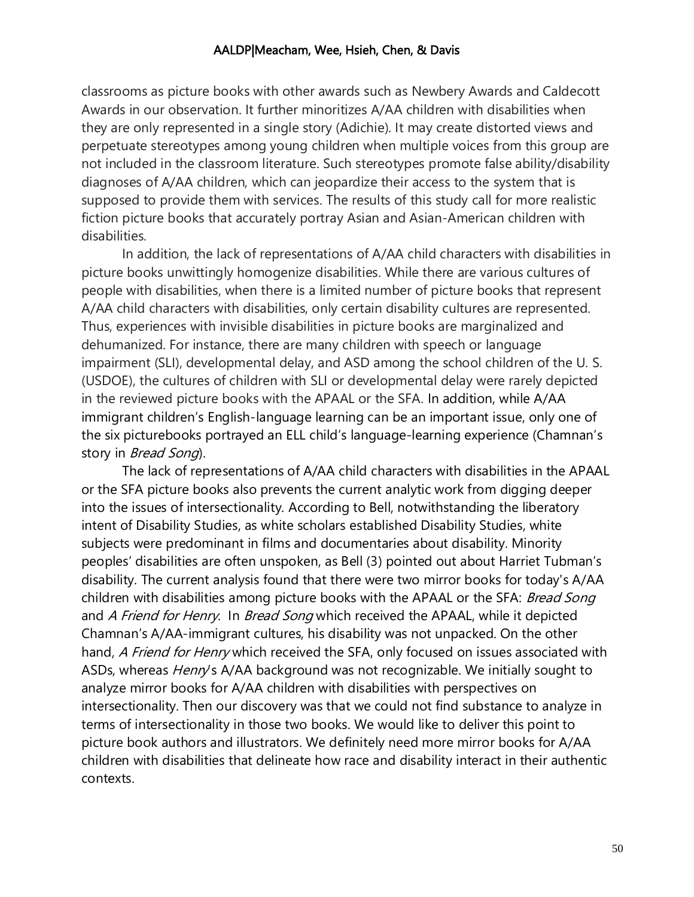classrooms as picture books with other awards such as Newbery Awards and Caldecott Awards in our observation. It further minoritizes A/AA children with disabilities when they are only represented in a single story (Adichie). It may create distorted views and perpetuate stereotypes among young children when multiple voices from this group are not included in the classroom literature. Such stereotypes promote false ability/disability diagnoses of A/AA children, which can jeopardize their access to the system that is supposed to provide them with services. The results of this study call for more realistic fiction picture books that accurately portray Asian and Asian-American children with disabilities.

In addition, the lack of representations of A/AA child characters with disabilities in picture books unwittingly homogenize disabilities. While there are various cultures of people with disabilities, when there is a limited number of picture books that represent A/AA child characters with disabilities, only certain disability cultures are represented. Thus, experiences with invisible disabilities in picture books are marginalized and dehumanized. For instance, there are many children with speech or language impairment (SLI), developmental delay, and ASD among the school children of the U. S. (USDOE), the cultures of children with SLI or developmental delay were rarely depicted in the reviewed picture books with the APAAL or the SFA. In addition, while A/AA immigrant children's English-language learning can be an important issue, only one of the six picturebooks portrayed an ELL child's language-learning experience (Chamnan's story in *Bread Song*).

The lack of representations of A/AA child characters with disabilities in the APAAL or the SFA picture books also prevents the current analytic work from digging deeper into the issues of intersectionality. According to Bell, notwithstanding the liberatory intent of Disability Studies, as white scholars established Disability Studies, white subjects were predominant in films and documentaries about disability. Minority peoples' disabilities are often unspoken, as Bell (3) pointed out about Harriet Tubman's disability. The current analysis found that there were two mirror books for today's A/AA children with disabilities among picture books with the APAAL or the SFA: *Bread Song* and *A Friend for Henry*. In *Bread Song* which received the APAAL, while it depicted Chamnan's A/AA-immigrant cultures, his disability was not unpacked. On the other hand, *A Friend for Henry* which received the SFA, only focused on issues associated with ASDs, whereas *Henry*'s A/AA background was not recognizable. We initially sought to analyze mirror books for A/AA children with disabilities with perspectives on intersectionality. Then our discovery was that we could not find substance to analyze in terms of intersectionality in those two books. We would like to deliver this point to picture book authors and illustrators. We definitely need more mirror books for A/AA children with disabilities that delineate how race and disability interact in their authentic contexts.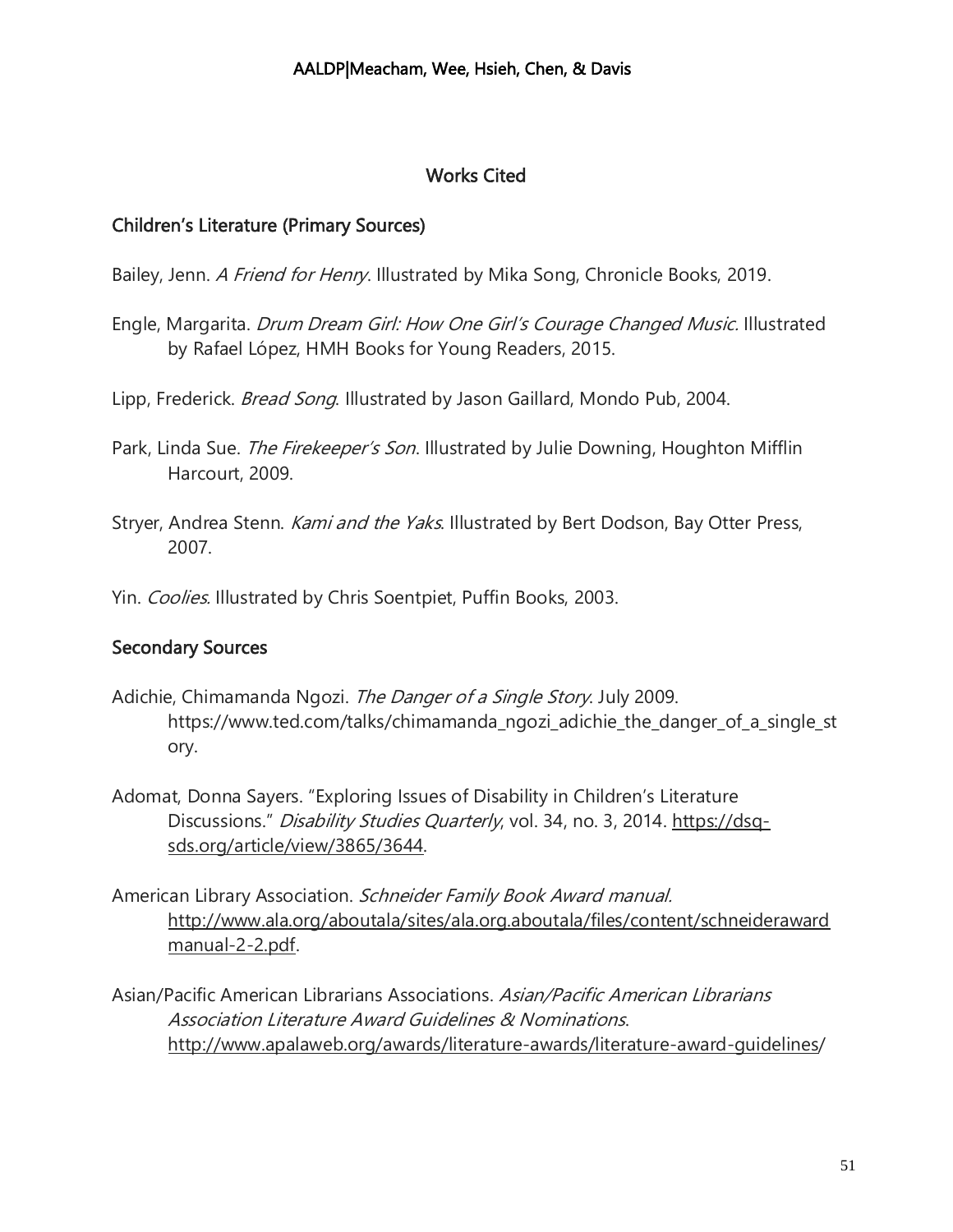## Works Cited

### Children's Literature (Primary Sources)

Bailey, Jenn. *A Friend for Henry*. Illustrated by Mika Song, Chronicle Books, 2019.

Engle, Margarita. *Drum Dream Girl: How One Girl's Courage Changed Music*. Illustrated by Rafael López, HMH Books for Young Readers, 2015.

Lipp, Frederick. *Bread Song*. Illustrated by Jason Gaillard, Mondo Pub, 2004.

Park, Linda Sue. *The Firekeeper's Son*. Illustrated by Julie Downing, Houghton Mifflin Harcourt, 2009.

Stryer, Andrea Stenn. *Kami and the Yaks*. Illustrated by Bert Dodson, Bay Otter Press, 2007.

Yin. *Coolies*. Illustrated by Chris Soentpiet, Puffin Books, 2003.

### Secondary Sources

Adichie, Chimamanda Ngozi. *The Danger of a Single Story*. July 2009. https://www.ted.com/talks/chimamanda_ngozi_adichie_the_danger_of_a_single_story.

Adomat, Donna Sayers. "Exploring Issues of Disability in Children's Literature Discussions." *Disability Studies Quarterly*, vol. 34, no. 3, 2014. https://dsq-sds.org/article/view/3865/3644.

American Library Association. *Schneider Family Book Award manual.* http://www.ala.org/aboutala/sites/ala.org.aboutala/files/content/schneideraward manual-2-2.pdf.

Asian/Pacific American Librarians Associations. *Asian/Pacific American Librarians Association Literature Award Guidelines & Nominations*. http://www.apalaweb.org/awards/literature-awards/literature-award-guidelines/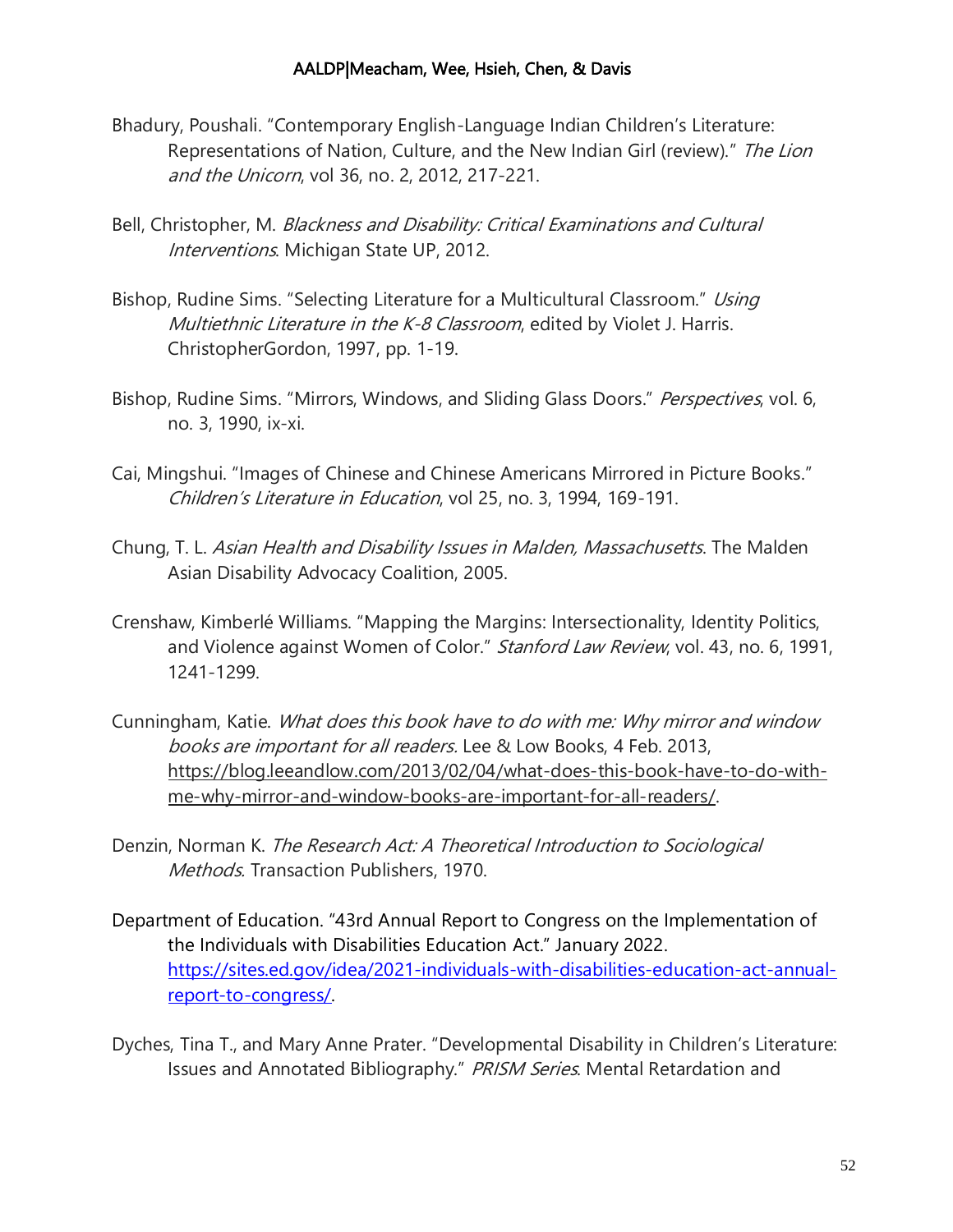Bhadury, Poushali. "Contemporary English-Language Indian Children's Literature: Representations of Nation, Culture, and the New Indian Girl (review)." *The Lion and the Unicorn*, vol 36, no. 2, 2012, 217-221.

Bell, Christopher, M. *Blackness and Disability: Critical Examinations and Cultural Interventions*. Michigan State UP, 2012.

Bishop, Rudine Sims. "Selecting Literature for a Multicultural Classroom." *Using Multiethnic Literature in the K-8 Classroom*, edited by Violet J. Harris. ChristopherGordon, 1997, pp. 1-19.

Bishop, Rudine Sims. "Mirrors, Windows, and Sliding Glass Doors." *Perspectives*, vol. 6, no. 3, 1990, ix-xi.

Cai, Mingshui. "Images of Chinese and Chinese Americans Mirrored in Picture Books." *Children's Literature in Education*, vol 25, no. 3, 1994, 169-191.

Chung, T. L. *Asian Health and Disability Issues in Malden, Massachusetts*. The Malden Asian Disability Advocacy Coalition, 2005.

Crenshaw, Kimberlé Williams. "Mapping the Margins: Intersectionality, Identity Politics, and Violence against Women of Color." *Stanford Law Review*, vol. 43, no. 6, 1991, 1241-1299.

Cunningham, Katie. *What does this book have to do with me: Why mirror and window books are important for all readers.* Lee & Low Books, 4 Feb. 2013, https://blog.leeandlow.com/2013/02/04/what-does-this-book-have-to-do-with-me-why-mirror-and-window-books-are-important-for-all-readers/.

Denzin, Norman K. *The Research Act: A Theoretical Introduction to Sociological Methods.* Transaction Publishers, 1970.

Department of Education. "43rd Annual Report to Congress on the Implementation of the Individuals with Disabilities Education Act." January 2022. https://sites.ed.gov/idea/2021-individuals-with-disabilities-education-act-annual-report-to-congress/.

Dyches, Tina T., and Mary Anne Prater. "Developmental Disability in Children's Literature: Issues and Annotated Bibliography." *PRISM Series*. Mental Retardation and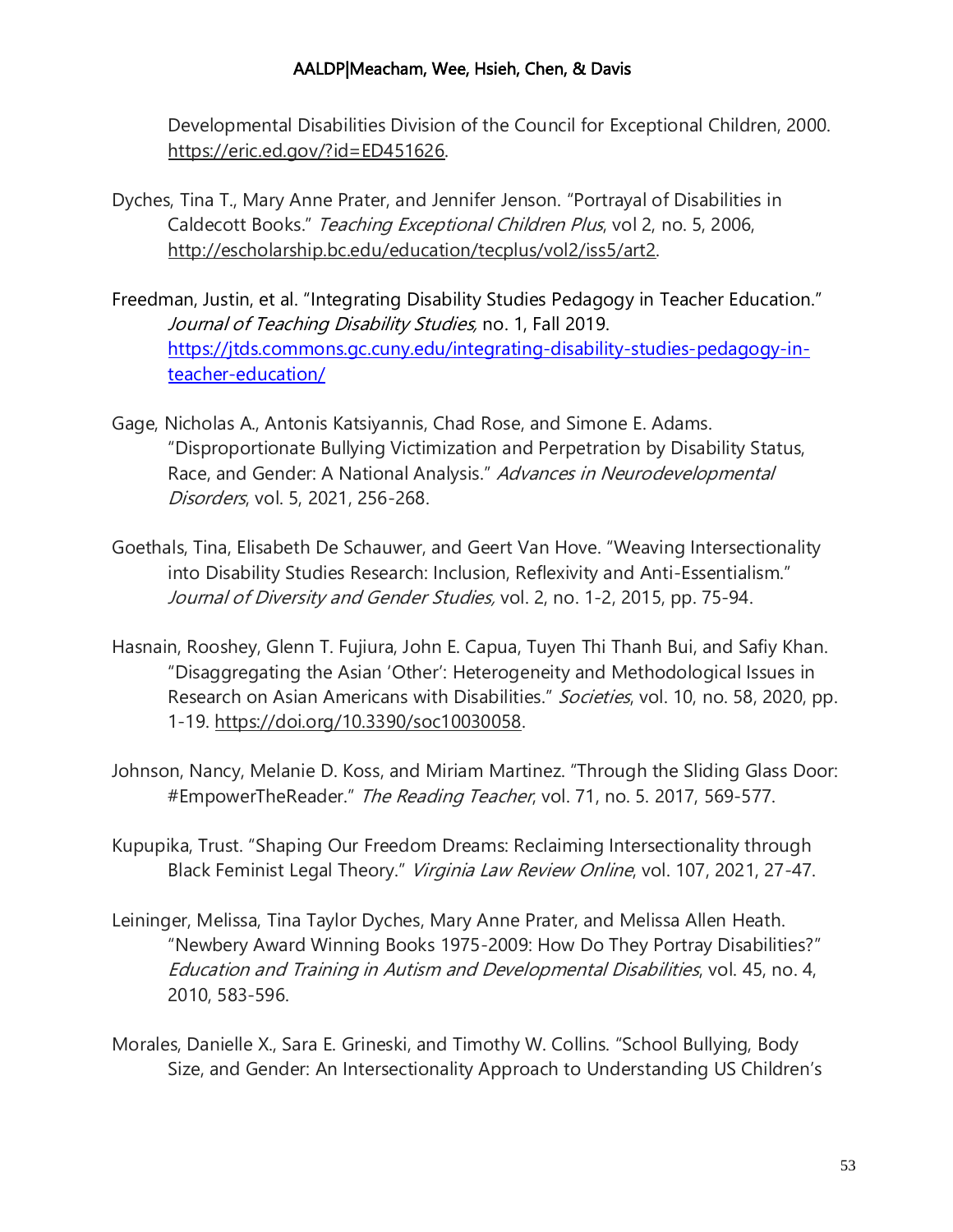Developmental Disabilities Division of the Council for Exceptional Children, 2000. https://eric.ed.gov/?id=ED451626.

Dyches, Tina T., Mary Anne Prater, and Jennifer Jenson. "Portrayal of Disabilities in Caldecott Books." *Teaching Exceptional Children Plus*, vol 2, no. 5, 2006, http://escholarship.bc.edu/education/tecplus/vol2/iss5/art2.

Freedman, Justin, et al. "Integrating Disability Studies Pedagogy in Teacher Education." *Journal of Teaching Disability Studies,* no. 1, Fall 2019. https://jtds.commons.gc.cuny.edu/integrating-disability-studies-pedagogy-in-teacher-education/

Gage, Nicholas A., Antonis Katsiyannis, Chad Rose, and Simone E. Adams. "Disproportionate Bullying Victimization and Perpetration by Disability Status, Race, and Gender: A National Analysis." *Advances in Neurodevelopmental Disorders*, vol. 5, 2021, 256-268.

Goethals, Tina, Elisabeth De Schauwer, and Geert Van Hove. "Weaving Intersectionality into Disability Studies Research: Inclusion, Reflexivity and Anti-Essentialism." *Journal of Diversity and Gender Studies,* vol. 2, no. 1-2, 2015, pp. 75-94.

Hasnain, Rooshey, Glenn T. Fujiura, John E. Capua, Tuyen Thi Thanh Bui, and Safiy Khan. "Disaggregating the Asian 'Other': Heterogeneity and Methodological Issues in Research on Asian Americans with Disabilities." *Societies*, vol. 10, no. 58, 2020, pp. 1-19. https://doi.org/10.3390/soc10030058.

Johnson, Nancy, Melanie D. Koss, and Miriam Martinez. "Through the Sliding Glass Door: #EmpowerTheReader." *The Reading Teacher*, vol. 71, no. 5. 2017, 569-577.

Kupupika, Trust. "Shaping Our Freedom Dreams: Reclaiming Intersectionality through Black Feminist Legal Theory." *Virginia Law Review Online*, vol. 107, 2021, 27-47.

Leininger, Melissa, Tina Taylor Dyches, Mary Anne Prater, and Melissa Allen Heath. "Newbery Award Winning Books 1975-2009: How Do They Portray Disabilities?" *Education and Training in Autism and Developmental Disabilities*, vol. 45, no. 4, 2010, 583-596.

Morales, Danielle X., Sara E. Grineski, and Timothy W. Collins. "School Bullying, Body Size, and Gender: An Intersectionality Approach to Understanding US Children's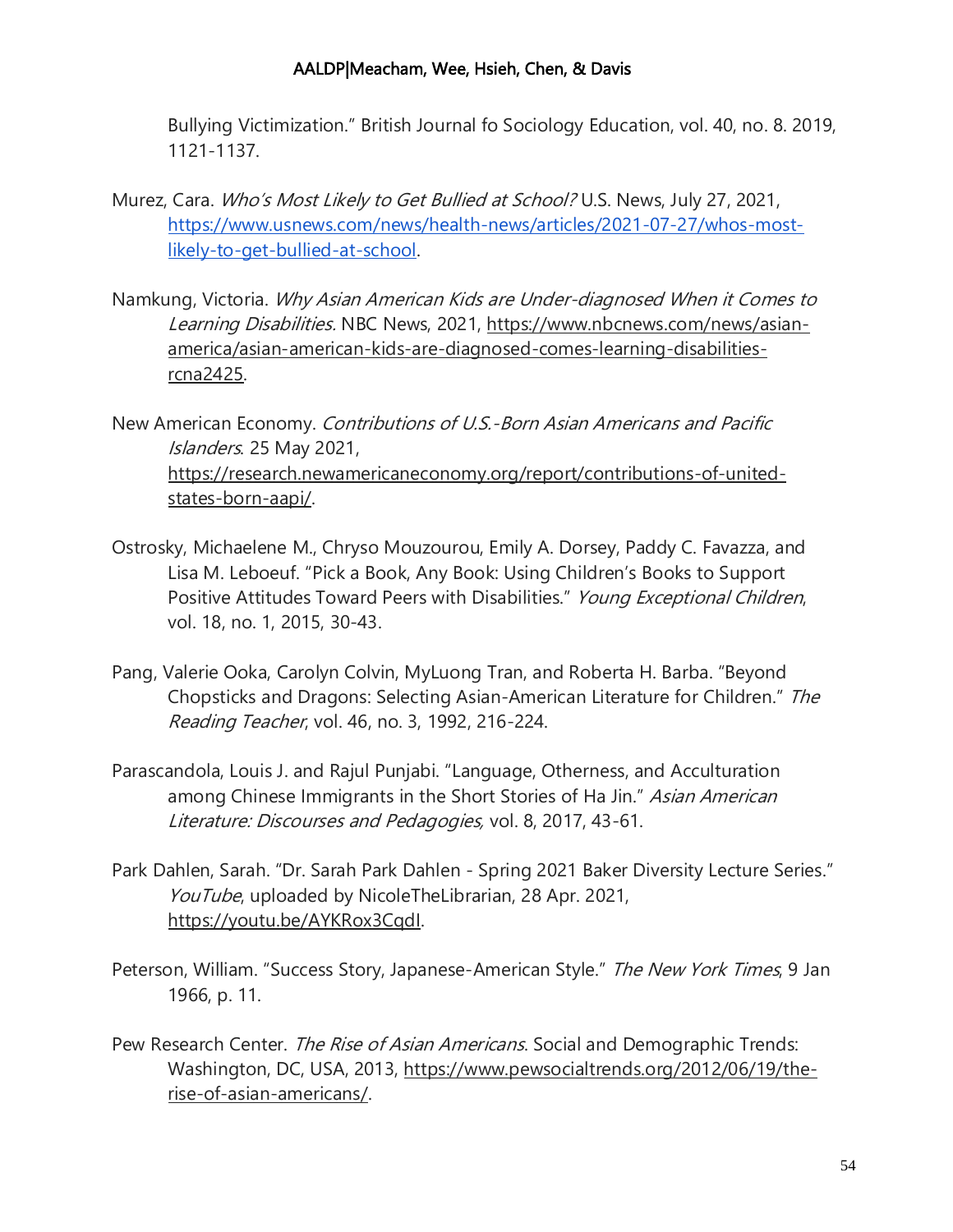Bullying Victimization." British Journal fo Sociology Education, vol. 40, no. 8. 2019, 1121-1137.

Murez, Cara. *Who's Most Likely to Get Bullied at School?* U.S. News, July 27, 2021, https://www.usnews.com/news/health-news/articles/2021-07-27/whos-most-likely-to-get-bullied-at-school.

Namkung, Victoria. *Why Asian American Kids are Under-diagnosed When it Comes to Learning Disabilities.* NBC News, 2021, https://www.nbcnews.com/news/asian-america/asian-american-kids-are-diagnosed-comes-learning-disabilities-rcna2425.

New American Economy. *Contributions of U.S.-Born Asian Americans and Pacific Islanders*. 25 May 2021, https://research.newamericaneconomy.org/report/contributions-of-united-states-born-aapi/.

Ostrosky, Michaelene M., Chryso Mouzourou, Emily A. Dorsey, Paddy C. Favazza, and Lisa M. Leboeuf. "Pick a Book, Any Book: Using Children's Books to Support Positive Attitudes Toward Peers with Disabilities." *Young Exceptional Children*, vol. 18, no. 1, 2015, 30-43.

Pang, Valerie Ooka, Carolyn Colvin, MyLuong Tran, and Roberta H. Barba. "Beyond Chopsticks and Dragons: Selecting Asian-American Literature for Children." *The Reading Teacher*, vol. 46, no. 3, 1992, 216-224.

Parascandola, Louis J. and Rajul Punjabi. "Language, Otherness, and Acculturation among Chinese Immigrants in the Short Stories of Ha Jin." *Asian American Literature: Discourses and Pedagogies,* vol. 8, 2017, 43-61.

Park Dahlen, Sarah. "Dr. Sarah Park Dahlen - Spring 2021 Baker Diversity Lecture Series." *YouTube*, uploaded by NicoleTheLibrarian, 28 Apr. 2021, https://youtu.be/AYKRox3CqdI.

Peterson, William. "Success Story, Japanese-American Style." *The New York Times*, 9 Jan 1966, p. 11.

Pew Research Center. *The Rise of Asian Americans*. Social and Demographic Trends: Washington, DC, USA, 2013, https://www.pewsocialtrends.org/2012/06/19/the-rise-of-asian-americans/.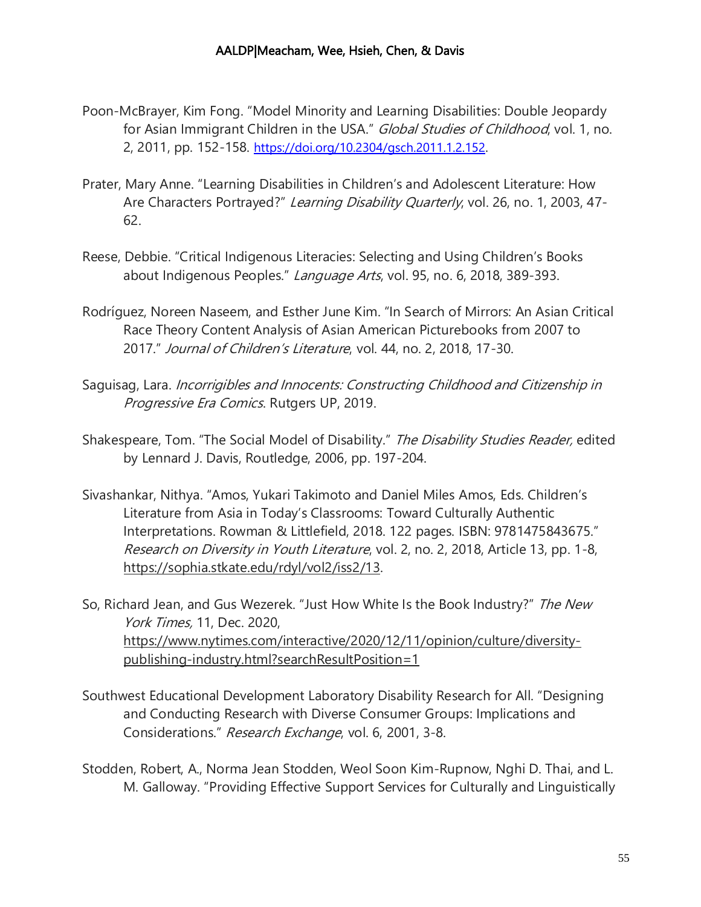Poon-McBrayer, Kim Fong. "Model Minority and Learning Disabilities: Double Jeopardy for Asian Immigrant Children in the USA." *Global Studies of Childhood*, vol. 1, no. 2, 2011, pp. 152-158. https://doi.org/10.2304/gsch.2011.1.2.152.

Prater, Mary Anne. "Learning Disabilities in Children's and Adolescent Literature: How Are Characters Portrayed?" *Learning Disability Quarterly*, vol. 26, no. 1, 2003, 47-62.

Reese, Debbie. "Critical Indigenous Literacies: Selecting and Using Children's Books about Indigenous Peoples." *Language Arts*, vol. 95, no. 6, 2018, 389-393.

Rodríguez, Noreen Naseem, and Esther June Kim. "In Search of Mirrors: An Asian Critical Race Theory Content Analysis of Asian American Picturebooks from 2007 to 2017." *Journal of Children's Literature*, vol. 44, no. 2, 2018, 17-30.

Saguisag, Lara. *Incorrigibles and Innocents: Constructing Childhood and Citizenship in Progressive Era Comics*. Rutgers UP, 2019.

Shakespeare, Tom. "The Social Model of Disability." *The Disability Studies Reader,* edited by Lennard J. Davis, Routledge, 2006, pp. 197-204.

Sivashankar, Nithya. "Amos, Yukari Takimoto and Daniel Miles Amos, Eds. Children's Literature from Asia in Today's Classrooms: Toward Culturally Authentic Interpretations. Rowman & Littlefield, 2018. 122 pages. ISBN: 9781475843675." *Research on Diversity in Youth Literature*, vol. 2, no. 2, 2018, Article 13, pp. 1-8, https://sophia.stkate.edu/rdyl/vol2/iss2/13.

So, Richard Jean, and Gus Wezerek. "Just How White Is the Book Industry?" *The New York Times,* 11, Dec. 2020, https://www.nytimes.com/interactive/2020/12/11/opinion/culture/diversity-publishing-industry.html?searchResultPosition=1

Southwest Educational Development Laboratory Disability Research for All. "Designing and Conducting Research with Diverse Consumer Groups: Implications and Considerations." *Research Exchange*, vol. 6, 2001, 3-8.

Stodden, Robert, A., Norma Jean Stodden, Weol Soon Kim-Rupnow, Nghi D. Thai, and L. M. Galloway. "Providing Effective Support Services for Culturally and Linguistically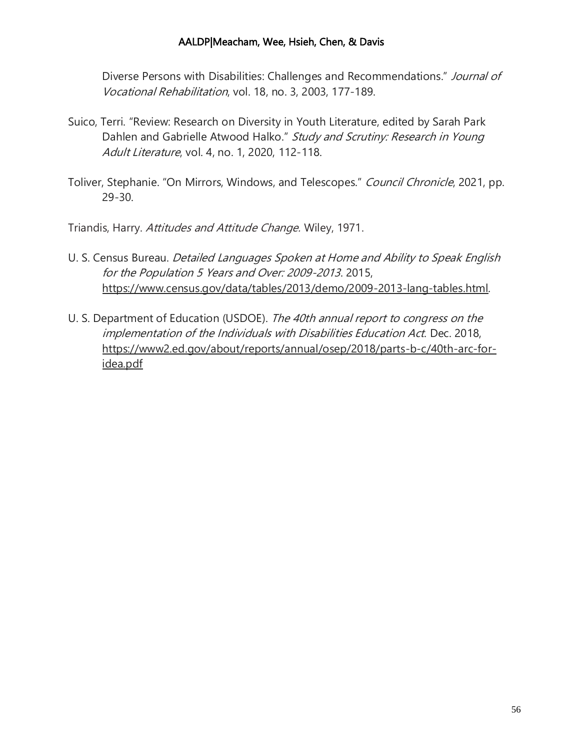Diverse Persons with Disabilities: Challenges and Recommendations." *Journal of Vocational Rehabilitation*, vol. 18, no. 3, 2003, 177-189.

Suico, Terri. "Review: Research on Diversity in Youth Literature, edited by Sarah Park Dahlen and Gabrielle Atwood Halko." *Study and Scrutiny: Research in Young Adult Literature*, vol. 4, no. 1, 2020, 112-118.

Toliver, Stephanie. "On Mirrors, Windows, and Telescopes." *Council Chronicle*, 2021, pp. 29-30.

Triandis, Harry. *Attitudes and Attitude Change*. Wiley, 1971.

U. S. Census Bureau. *Detailed Languages Spoken at Home and Ability to Speak English for the Population 5 Years and Over: 2009-2013*. 2015, https://www.census.gov/data/tables/2013/demo/2009-2013-lang-tables.html.

U. S. Department of Education (USDOE). *The 40th annual report to congress on the implementation of the Individuals with Disabilities Education Act*. Dec. 2018, https://www2.ed.gov/about/reports/annual/osep/2018/parts-b-c/40th-arc-for-idea.pdf